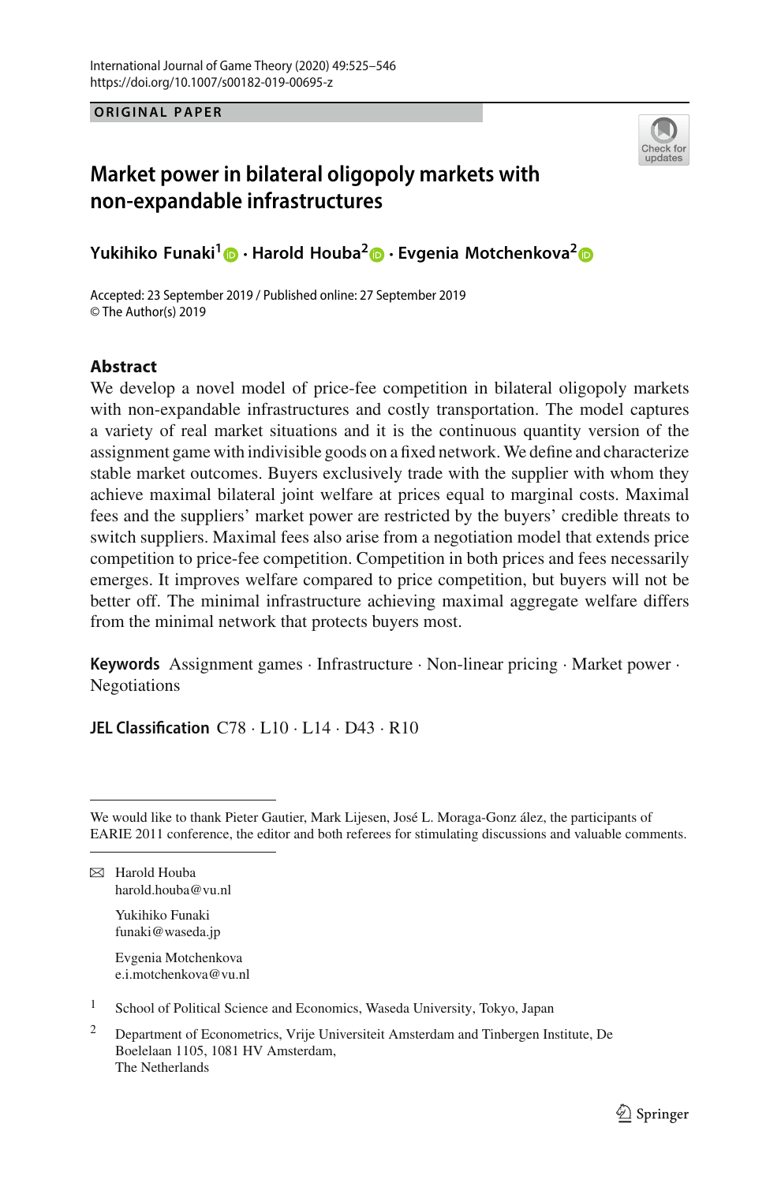ORIGINAL PAPER

# Market power in bilateral oligopoly markets with non-expandable infrastructures

**Yukihiko Funaki[1] · Harold Houba[2] · Evgenia Motchenkova[2]**

Accepted: 23 September 2019 / Published online: 27 September 2019
© The Author(s) 2019

## Abstract

We develop a novel model of price-fee competition in bilateral oligopoly markets with non-expandable infrastructures and costly transportation. The model captures a variety of real market situations and it is the continuous quantity version of the assignment game with indivisible goods on a fixed network. We define and characterize stable market outcomes. Buyers exclusively trade with the supplier with whom they achieve maximal bilateral joint welfare at prices equal to marginal costs. Maximal fees and the suppliers' market power are restricted by the buyers' credible threats to switch suppliers. Maximal fees also arise from a negotiation model that extends price competition to price-fee competition. Competition in both prices and fees necessarily emerges. It improves welfare compared to price competition, but buyers will not be better off. The minimal infrastructure achieving maximal aggregate welfare differs from the minimal network that protects buyers most.

**Keywords** Assignment games · Infrastructure · Non-linear pricing · Market power · Negotiations

**JEL Classification** C78 · L10 · L14 · D43 · R10

We would like to thank Pieter Gautier, Mark Lijesen, José L. Moraga-Gonz ález, the participants of EARIE 2011 conference, the editor and both referees for stimulating discussions and valuable comments.

✉ Harold Houba
harold.houba@vu.nl

Yukihiko Funaki
funaki@waseda.jp

Evgenia Motchenkova
e.i.motchenkova@vu.nl

[1] School of Political Science and Economics, Waseda University, Tokyo, Japan

[2] Department of Econometrics, Vrije Universiteit Amsterdam and Tinbergen Institute, De Boelelaan 1105, 1081 HV Amsterdam, The Netherlands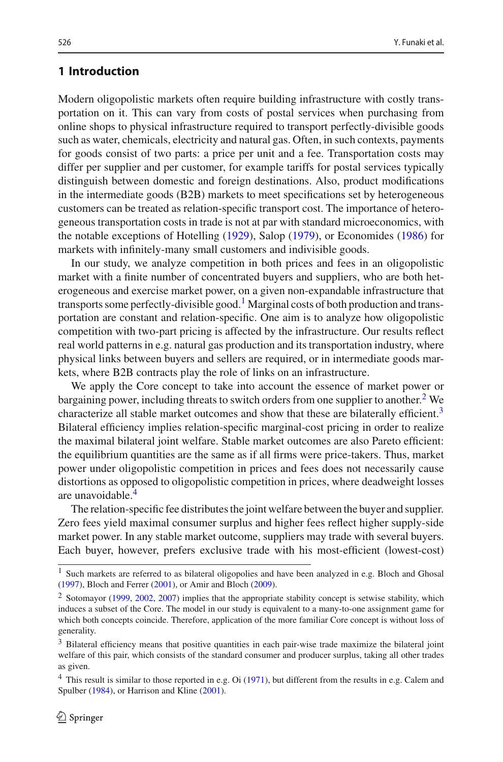## 1 Introduction

Modern oligopolistic markets often require building infrastructure with costly transportation on it. This can vary from costs of postal services when purchasing from online shops to physical infrastructure required to transport perfectly-divisible goods such as water, chemicals, electricity and natural gas. Often, in such contexts, payments for goods consist of two parts: a price per unit and a fee. Transportation costs may differ per supplier and per customer, for example tariffs for postal services typically distinguish between domestic and foreign destinations. Also, product modifications in the intermediate goods (B2B) markets to meet specifications set by heterogeneous customers can be treated as relation-specific transport cost. The importance of heterogeneous transportation costs in trade is not at par with standard microeconomics, with the notable exceptions of Hotelling (1929), Salop (1979), or Economides (1986) for markets with infinitely-many small customers and indivisible goods.

In our study, we analyze competition in both prices and fees in an oligopolistic market with a finite number of concentrated buyers and suppliers, who are both heterogeneous and exercise market power, on a given non-expandable infrastructure that transports some perfectly-divisible good.[1] Marginal costs of both production and transportation are constant and relation-specific. One aim is to analyze how oligopolistic competition with two-part pricing is affected by the infrastructure. Our results reflect real world patterns in e.g. natural gas production and its transportation industry, where physical links between buyers and sellers are required, or in intermediate goods markets, where B2B contracts play the role of links on an infrastructure.

We apply the Core concept to take into account the essence of market power or bargaining power, including threats to switch orders from one supplier to another.[2] We characterize all stable market outcomes and show that these are bilaterally efficient.[3] Bilateral efficiency implies relation-specific marginal-cost pricing in order to realize the maximal bilateral joint welfare. Stable market outcomes are also Pareto efficient: the equilibrium quantities are the same as if all firms were price-takers. Thus, market power under oligopolistic competition in prices and fees does not necessarily cause distortions as opposed to oligopolistic competition in prices, where deadweight losses are unavoidable.[4]

The relation-specific fee distributes the joint welfare between the buyer and supplier. Zero fees yield maximal consumer surplus and higher fees reflect higher supply-side market power. In any stable market outcome, suppliers may trade with several buyers. Each buyer, however, prefers exclusive trade with his most-efficient (lowest-cost)

---

[1] Such markets are referred to as bilateral oligopolies and have been analyzed in e.g. Bloch and Ghosal (1997), Bloch and Ferrer (2001), or Amir and Bloch (2009).

[2] Sotomayor (1999, 2002, 2007) implies that the appropriate stability concept is setwise stability, which induces a subset of the Core. The model in our study is equivalent to a many-to-one assignment game for which both concepts coincide. Therefore, application of the more familiar Core concept is without loss of generality.

[3] Bilateral efficiency means that positive quantities in each pair-wise trade maximize the bilateral joint welfare of this pair, which consists of the standard consumer and producer surplus, taking all other trades as given.

[4] This result is similar to those reported in e.g. Oi (1971), but different from the results in e.g. Calem and Spulber (1984), or Harrison and Kline (2001).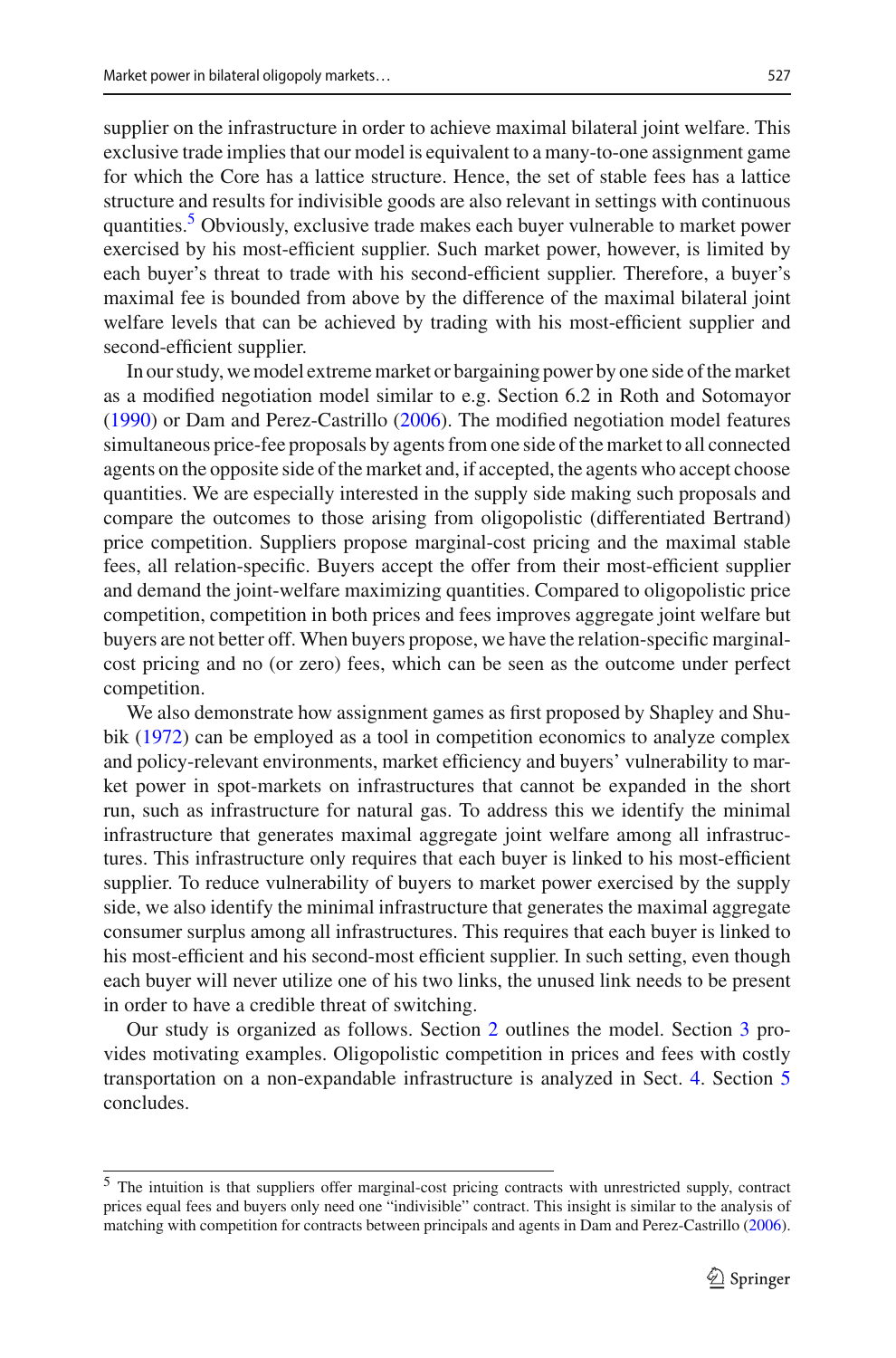supplier on the infrastructure in order to achieve maximal bilateral joint welfare. This exclusive trade implies that our model is equivalent to a many-to-one assignment game for which the Core has a lattice structure. Hence, the set of stable fees has a lattice structure and results for indivisible goods are also relevant in settings with continuous quantities.[5] Obviously, exclusive trade makes each buyer vulnerable to market power exercised by his most-efficient supplier. Such market power, however, is limited by each buyer's threat to trade with his second-efficient supplier. Therefore, a buyer's maximal fee is bounded from above by the difference of the maximal bilateral joint welfare levels that can be achieved by trading with his most-efficient supplier and second-efficient supplier.

In our study, we model extreme market or bargaining power by one side of the market as a modified negotiation model similar to e.g. Section 6.2 in Roth and Sotomayor (1990) or Dam and Perez-Castrillo (2006). The modified negotiation model features simultaneous price-fee proposals by agents from one side of the market to all connected agents on the opposite side of the market and, if accepted, the agents who accept choose quantities. We are especially interested in the supply side making such proposals and compare the outcomes to those arising from oligopolistic (differentiated Bertrand) price competition. Suppliers propose marginal-cost pricing and the maximal stable fees, all relation-specific. Buyers accept the offer from their most-efficient supplier and demand the joint-welfare maximizing quantities. Compared to oligopolistic price competition, competition in both prices and fees improves aggregate joint welfare but buyers are not better off. When buyers propose, we have the relation-specific marginal-cost pricing and no (or zero) fees, which can be seen as the outcome under perfect competition.

We also demonstrate how assignment games as first proposed by Shapley and Shubik (1972) can be employed as a tool in competition economics to analyze complex and policy-relevant environments, market efficiency and buyers' vulnerability to market power in spot-markets on infrastructures that cannot be expanded in the short run, such as infrastructure for natural gas. To address this we identify the minimal infrastructure that generates maximal aggregate joint welfare among all infrastructures. This infrastructure only requires that each buyer is linked to his most-efficient supplier. To reduce vulnerability of buyers to market power exercised by the supply side, we also identify the minimal infrastructure that generates the maximal aggregate consumer surplus among all infrastructures. This requires that each buyer is linked to his most-efficient and his second-most efficient supplier. In such setting, even though each buyer will never utilize one of his two links, the unused link needs to be present in order to have a credible threat of switching.

Our study is organized as follows. Section 2 outlines the model. Section 3 provides motivating examples. Oligopolistic competition in prices and fees with costly transportation on a non-expandable infrastructure is analyzed in Sect. 4. Section 5 concludes.

---

[5] The intuition is that suppliers offer marginal-cost pricing contracts with unrestricted supply, contract prices equal fees and buyers only need one "indivisible" contract. This insight is similar to the analysis of matching with competition for contracts between principals and agents in Dam and Perez-Castrillo (2006).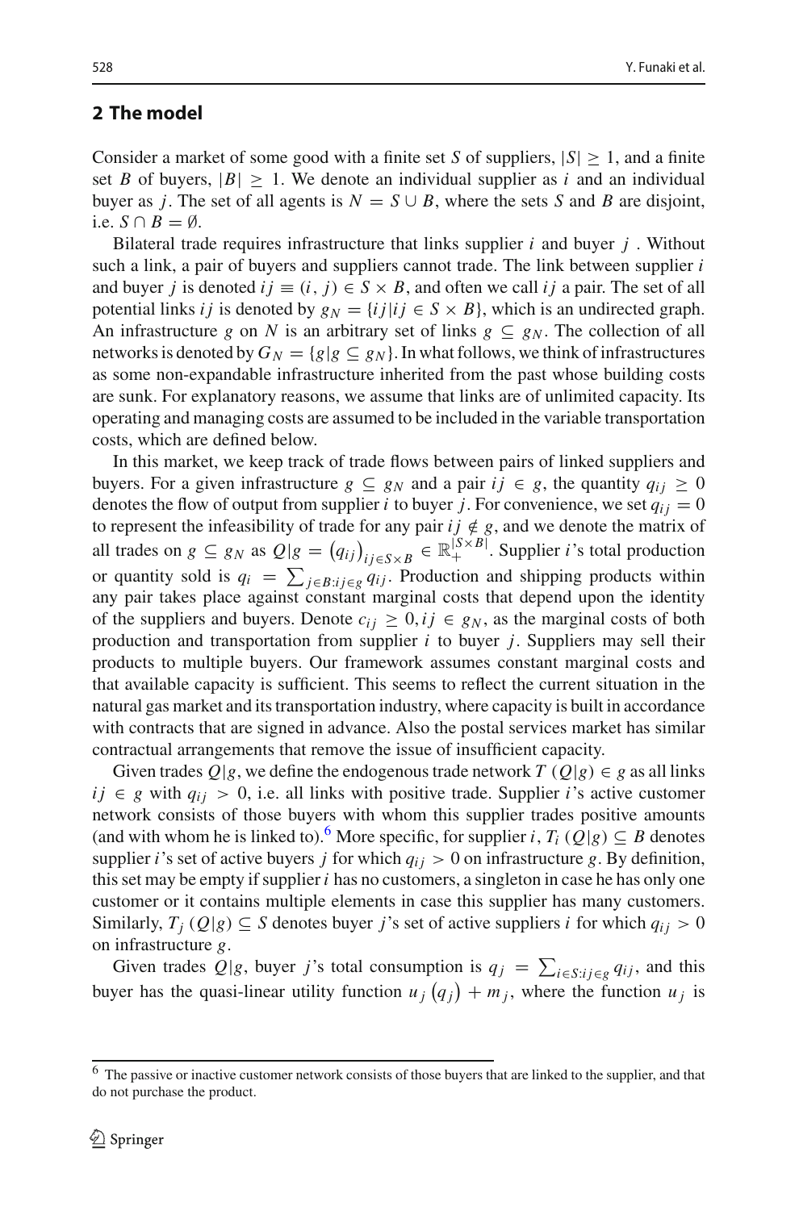## 2 The model

Consider a market of some good with a finite set $S$ of suppliers, $|S| \geq 1$, and a finite set $B$ of buyers, $|B| \geq 1$. We denote an individual supplier as $i$ and an individual buyer as $j$. The set of all agents is $N = S \cup B$, where the sets $S$ and $B$ are disjoint, i.e. $S \cap B = \emptyset$.

Bilateral trade requires infrastructure that links supplier $i$ and buyer $j$. Without such a link, a pair of buyers and suppliers cannot trade. The link between supplier $i$ and buyer $j$ is denoted $ij \equiv (i, j) \in S \times B$, and often we call $ij$ a pair. The set of all potential links $ij$ is denoted by $g_N = \{ij | ij \in S \times B\}$, which is an undirected graph. An infrastructure $g$ on $N$ is an arbitrary set of links $g \subseteq g_N$. The collection of all networks is denoted by $G_N = \{g | g \subseteq g_N\}$. In what follows, we think of infrastructures as some non-expandable infrastructure inherited from the past whose building costs are sunk. For explanatory reasons, we assume that links are of unlimited capacity. Its operating and managing costs are assumed to be included in the variable transportation costs, which are defined below.

In this market, we keep track of trade flows between pairs of linked suppliers and buyers. For a given infrastructure $g \subseteq g_N$ and a pair $ij \in g$, the quantity $q_{ij} \geq 0$ denotes the flow of output from supplier $i$ to buyer $j$. For convenience, we set $q_{ij} = 0$ to represent the infeasibility of trade for any pair $ij \notin g$, and we denote the matrix of all trades on $g \subseteq g_N$ as $Q|g = (q_{ij})_{ij \in S \times B} \in \mathbb{R}_+^{|S \times B|}$. Supplier $i$'s total production or quantity sold is $q_i = \sum_{j \in B: ij \in g} q_{ij}$. Production and shipping products within any pair takes place against constant marginal costs that depend upon the identity of the suppliers and buyers. Denote $c_{ij} \geq 0, ij \in g_N$, as the marginal costs of both production and transportation from supplier $i$ to buyer $j$. Suppliers may sell their products to multiple buyers. Our framework assumes constant marginal costs and that available capacity is sufficient. This seems to reflect the current situation in the natural gas market and its transportation industry, where capacity is built in accordance with contracts that are signed in advance. Also the postal services market has similar contractual arrangements that remove the issue of insufficient capacity.

Given trades $Q|g$, we define the endogenous trade network $T(Q|g) \in g$ as all links $ij \in g$ with $q_{ij} > 0$, i.e. all links with positive trade. Supplier $i$'s active customer network consists of those buyers with whom this supplier trades positive amounts (and with whom he is linked to).[6] More specific, for supplier $i$, $T_i(Q|g) \subseteq B$ denotes supplier $i$'s set of active buyers $j$ for which $q_{ij} > 0$ on infrastructure $g$. By definition, this set may be empty if supplier $i$ has no customers, a singleton in case he has only one customer or it contains multiple elements in case this supplier has many customers. Similarly, $T_j(Q|g) \subseteq S$ denotes buyer $j$'s set of active suppliers $i$ for which $q_{ij} > 0$ on infrastructure $g$.

Given trades $Q|g$, buyer $j$'s total consumption is $q_j = \sum_{i \in S: ij \in g} q_{ij}$, and this buyer has the quasi-linear utility function $u_j(q_j) + m_j$, where the function $u_j$ is

---

[6] The passive or inactive customer network consists of those buyers that are linked to the supplier, and that do not purchase the product.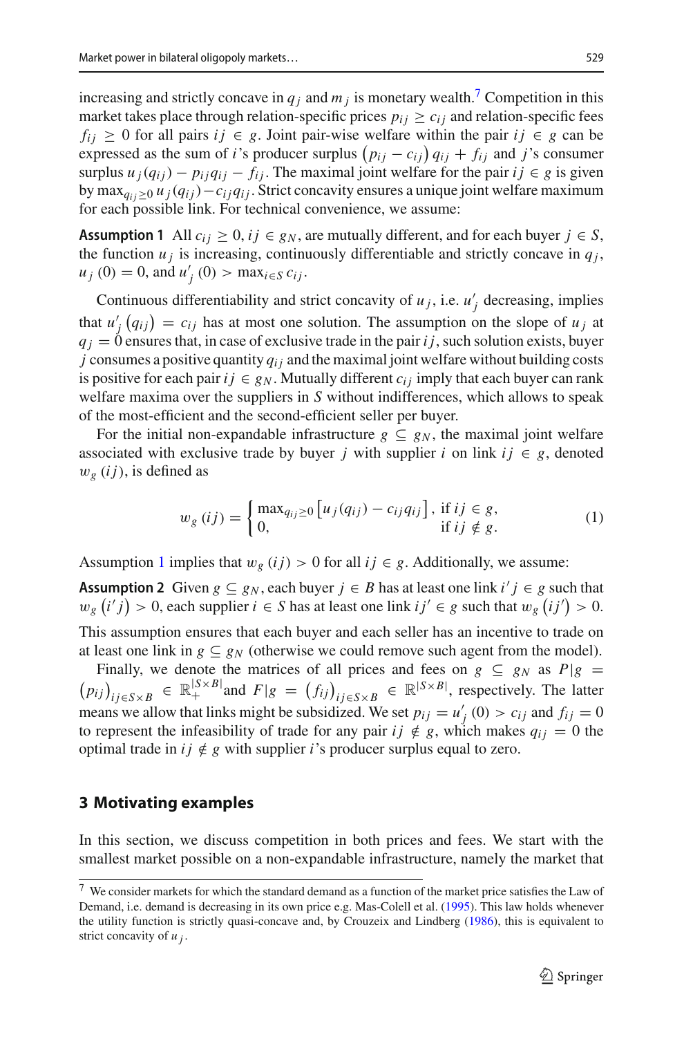increasing and strictly concave in $q_j$ and $m_j$ is monetary wealth.[7] Competition in this market takes place through relation-specific prices $p_{ij} \geq c_{ij}$ and relation-specific fees $f_{ij} \geq 0$ for all pairs $ij \in g$. Joint pair-wise welfare within the pair $ij \in g$ can be expressed as the sum of $i$'s producer surplus $\left(p_{ij} - c_{ij}\right) q_{ij} + f_{ij}$ and $j$'s consumer surplus $u_j(q_{ij}) - p_{ij}q_{ij} - f_{ij}$. The maximal joint welfare for the pair $ij \in g$ is given by $\max_{q_{ij} \geq 0} u_j(q_{ij}) - c_{ij}q_{ij}$. Strict concavity ensures a unique joint welfare maximum for each possible link. For technical convenience, we assume:

**Assumption 1** All $c_{ij} \geq 0, ij \in g_N$, are mutually different, and for each buyer $j \in S$, the function $u_j$ is increasing, continuously differentiable and strictly concave in $q_j$, $u_j(0) = 0$, and $u'_j(0) > \max_{i \in S} c_{ij}$.

Continuous differentiability and strict concavity of $u_j$, i.e. $u'_j$ decreasing, implies that $u'_j\left(q_{ij}\right) = c_{ij}$ has at most one solution. The assumption on the slope of $u_j$ at $q_j = 0$ ensures that, in case of exclusive trade in the pair $ij$, such solution exists, buyer $j$ consumes a positive quantity $q_{ij}$ and the maximal joint welfare without building costs is positive for each pair $ij \in g_N$. Mutually different $c_{ij}$ imply that each buyer can rank welfare maxima over the suppliers in $S$ without indifferences, which allows to speak of the most-efficient and the second-efficient seller per buyer.

For the initial non-expandable infrastructure $g \subseteq g_N$, the maximal joint welfare associated with exclusive trade by buyer $j$ with supplier $i$ on link $ij \in g$, denoted $w_g(ij)$, is defined as

$$w_g(ij) = \begin{cases} \max_{q_{ij} \geq 0} \left[u_j(q_{ij}) - c_{ij}q_{ij}\right], & \text{if } ij \in g, \\ 0, & \text{if } ij \notin g. \end{cases} \tag{1}$$

Assumption 1 implies that $w_g(ij) > 0$ for all $ij \in g$. Additionally, we assume:

**Assumption 2** Given $g \subseteq g_N$, each buyer $j \in B$ has at least one link $i'j \in g$ such that $w_g\left(i'j\right) > 0$, each supplier $i \in S$ has at least one link $ij' \in g$ such that $w_g\left(ij'\right) > 0$.

This assumption ensures that each buyer and each seller has an incentive to trade on at least one link in $g \subseteq g_N$ (otherwise we could remove such agent from the model).

Finally, we denote the matrices of all prices and fees on $g \subseteq g_N$ as $P|g = \left(p_{ij}\right)_{ij \in S \times B} \in \mathbb{R}_+^{|S \times B|}$ and $F|g = \left(f_{ij}\right)_{ij \in S \times B} \in \mathbb{R}^{|S \times B|}$, respectively. The latter means we allow that links might be subsidized. We set $p_{ij} = u'_j(0) > c_{ij}$ and $f_{ij} = 0$ to represent the infeasibility of trade for any pair $ij \notin g$, which makes $q_{ij} = 0$ the optimal trade in $ij \notin g$ with supplier $i$'s producer surplus equal to zero.

## 3 Motivating examples

In this section, we discuss competition in both prices and fees. We start with the smallest market possible on a non-expandable infrastructure, namely the market that

[7] We consider markets for which the standard demand as a function of the market price satisfies the Law of Demand, i.e. demand is decreasing in its own price e.g. Mas-Colell et al. (1995). This law holds whenever the utility function is strictly quasi-concave and, by Crouzeix and Lindberg (1986), this is equivalent to strict concavity of $u_j$.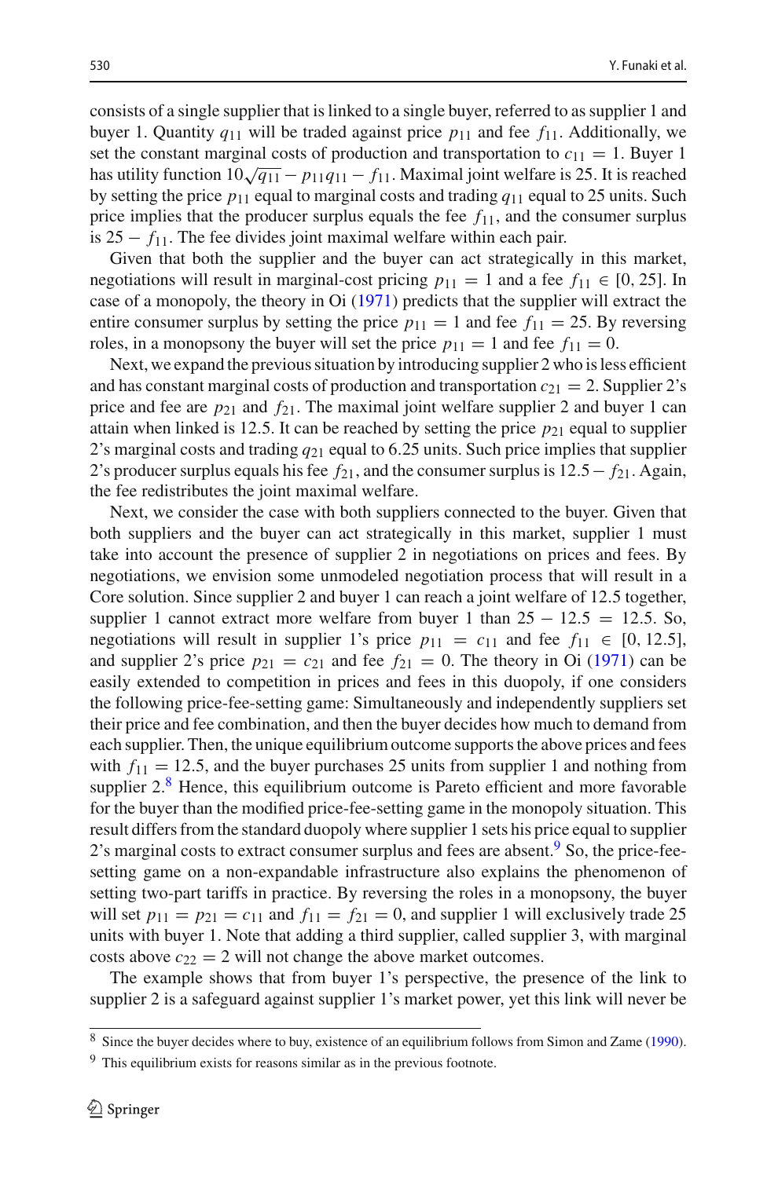consists of a single supplier that is linked to a single buyer, referred to as supplier 1 and buyer 1. Quantity $q_{11}$ will be traded against price $p_{11}$ and fee $f_{11}$. Additionally, we set the constant marginal costs of production and transportation to $c_{11} = 1$. Buyer 1 has utility function $10\sqrt{q_{11}} - p_{11}q_{11} - f_{11}$. Maximal joint welfare is 25. It is reached by setting the price $p_{11}$ equal to marginal costs and trading $q_{11}$ equal to 25 units. Such price implies that the producer surplus equals the fee $f_{11}$, and the consumer surplus is $25 - f_{11}$. The fee divides joint maximal welfare within each pair.

Given that both the supplier and the buyer can act strategically in this market, negotiations will result in marginal-cost pricing $p_{11} = 1$ and a fee $f_{11} \in [0, 25]$. In case of a monopoly, the theory in Oi (1971) predicts that the supplier will extract the entire consumer surplus by setting the price $p_{11} = 1$ and fee $f_{11} = 25$. By reversing roles, in a monopsony the buyer will set the price $p_{11} = 1$ and fee $f_{11} = 0$.

Next, we expand the previous situation by introducing supplier 2 who is less efficient and has constant marginal costs of production and transportation $c_{21} = 2$. Supplier 2's price and fee are $p_{21}$ and $f_{21}$. The maximal joint welfare supplier 2 and buyer 1 can attain when linked is 12.5. It can be reached by setting the price $p_{21}$ equal to supplier 2's marginal costs and trading $q_{21}$ equal to 6.25 units. Such price implies that supplier 2's producer surplus equals his fee $f_{21}$, and the consumer surplus is $12.5 - f_{21}$. Again, the fee redistributes the joint maximal welfare.

Next, we consider the case with both suppliers connected to the buyer. Given that both suppliers and the buyer can act strategically in this market, supplier 1 must take into account the presence of supplier 2 in negotiations on prices and fees. By negotiations, we envision some unmodeled negotiation process that will result in a Core solution. Since supplier 2 and buyer 1 can reach a joint welfare of 12.5 together, supplier 1 cannot extract more welfare from buyer 1 than $25 - 12.5 = 12.5$. So, negotiations will result in supplier 1's price $p_{11} = c_{11}$ and fee $f_{11} \in [0, 12.5]$, and supplier 2's price $p_{21} = c_{21}$ and fee $f_{21} = 0$. The theory in Oi (1971) can be easily extended to competition in prices and fees in this duopoly, if one considers the following price-fee-setting game: Simultaneously and independently suppliers set their price and fee combination, and then the buyer decides how much to demand from each supplier. Then, the unique equilibrium outcome supports the above prices and fees with $f_{11} = 12.5$, and the buyer purchases 25 units from supplier 1 and nothing from supplier 2.[8] Hence, this equilibrium outcome is Pareto efficient and more favorable for the buyer than the modified price-fee-setting game in the monopoly situation. This result differs from the standard duopoly where supplier 1 sets his price equal to supplier 2's marginal costs to extract consumer surplus and fees are absent.[9] So, the price-fee-setting game on a non-expandable infrastructure also explains the phenomenon of setting two-part tariffs in practice. By reversing the roles in a monopsony, the buyer will set $p_{11} = p_{21} = c_{11}$ and $f_{11} = f_{21} = 0$, and supplier 1 will exclusively trade 25 units with buyer 1. Note that adding a third supplier, called supplier 3, with marginal costs above $c_{22} = 2$ will not change the above market outcomes.

The example shows that from buyer 1's perspective, the presence of the link to supplier 2 is a safeguard against supplier 1's market power, yet this link will never be

[8] Since the buyer decides where to buy, existence of an equilibrium follows from Simon and Zame (1990).

[9] This equilibrium exists for reasons similar as in the previous footnote.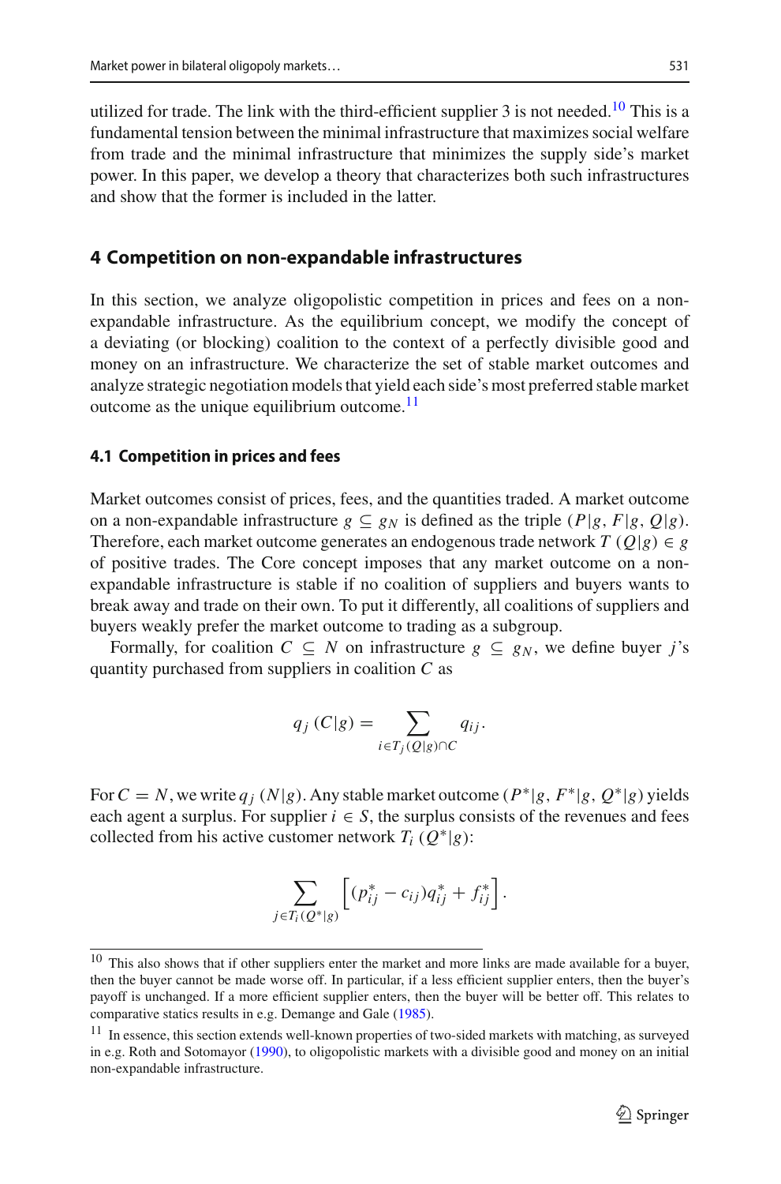utilized for trade. The link with the third-efficient supplier 3 is not needed.[10] This is a fundamental tension between the minimal infrastructure that maximizes social welfare from trade and the minimal infrastructure that minimizes the supply side's market power. In this paper, we develop a theory that characterizes both such infrastructures and show that the former is included in the latter.

## 4 Competition on non-expandable infrastructures

In this section, we analyze oligopolistic competition in prices and fees on a non-expandable infrastructure. As the equilibrium concept, we modify the concept of a deviating (or blocking) coalition to the context of a perfectly divisible good and money on an infrastructure. We characterize the set of stable market outcomes and analyze strategic negotiation models that yield each side's most preferred stable market outcome as the unique equilibrium outcome.[11]

### 4.1 Competition in prices and fees

Market outcomes consist of prices, fees, and the quantities traded. A market outcome on a non-expandable infrastructure $g \subseteq g_N$ is defined as the triple $(P|g, F|g, Q|g)$. Therefore, each market outcome generates an endogenous trade network $T\,(Q|g) \in g$ of positive trades. The Core concept imposes that any market outcome on a non-expandable infrastructure is stable if no coalition of suppliers and buyers wants to break away and trade on their own. To put it differently, all coalitions of suppliers and buyers weakly prefer the market outcome to trading as a subgroup.

Formally, for coalition $C \subseteq N$ on infrastructure $g \subseteq g_N$, we define buyer $j$'s quantity purchased from suppliers in coalition $C$ as

$$q_j\,(C|g) = \sum_{i \in T_j(Q|g) \cap C} q_{ij}.$$

For $C = N$, we write $q_j\,(N|g)$. Any stable market outcome $(P^*|g, F^*|g, Q^*|g)$ yields each agent a surplus. For supplier $i \in S$, the surplus consists of the revenues and fees collected from his active customer network $T_i\,(Q^*|g)$:

$$\sum_{j \in T_i(Q^*|g)} \left[ (p^*_{ij} - c_{ij}) q^*_{ij} + f^*_{ij} \right].$$

[10] This also shows that if other suppliers enter the market and more links are made available for a buyer, then the buyer cannot be made worse off. In particular, if a less efficient supplier enters, then the buyer's payoff is unchanged. If a more efficient supplier enters, then the buyer will be better off. This relates to comparative statics results in e.g. Demange and Gale (1985).

[11] In essence, this section extends well-known properties of two-sided markets with matching, as surveyed in e.g. Roth and Sotomayor (1990), to oligopolistic markets with a divisible good and money on an initial non-expandable infrastructure.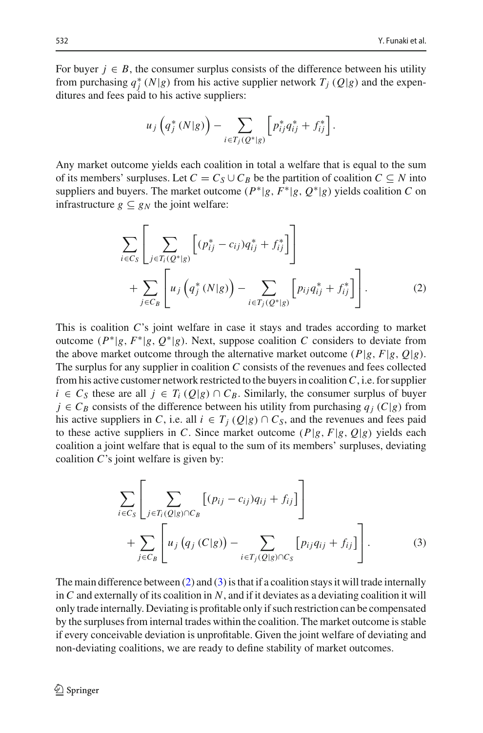For buyer $j \in B$, the consumer surplus consists of the difference between his utility from purchasing $q_j^* (N|g)$ from his active supplier network $T_j (Q|g)$ and the expenditures and fees paid to his active suppliers:

$$u_j \left( q_j^* (N|g) \right) - \sum_{i \in T_j (Q^*|g)} \left[ p_{ij}^* q_{ij}^* + f_{ij}^* \right].$$

Any market outcome yields each coalition in total a welfare that is equal to the sum of its members' surpluses. Let $C = C_S \cup C_B$ be the partition of coalition $C \subseteq N$ into suppliers and buyers. The market outcome $(P^*|g, F^*|g, Q^*|g)$ yields coalition $C$ on infrastructure $g \subseteq g_N$ the joint welfare:

$$\sum_{i \in C_S} \left[ \sum_{j \in T_i (Q^*|g)} \left[ (p_{ij}^* - c_{ij}) q_{ij}^* + f_{ij}^* \right] \right] + \sum_{j \in C_B} \left[ u_j \left( q_j^* (N|g) \right) - \sum_{i \in T_j (Q^*|g)} \left[ p_{ij} q_{ij}^* + f_{ij}^* \right] \right]. \tag{2}$$

This is coalition $C$'s joint welfare in case it stays and trades according to market outcome $(P^*|g, F^*|g, Q^*|g)$. Next, suppose coalition $C$ considers to deviate from the above market outcome through the alternative market outcome $(P|g, F|g, Q|g)$. The surplus for any supplier in coalition $C$ consists of the revenues and fees collected from his active customer network restricted to the buyers in coalition $C$, i.e. for supplier $i \in C_S$ these are all $j \in T_i (Q|g) \cap C_B$. Similarly, the consumer surplus of buyer $j \in C_B$ consists of the difference between his utility from purchasing $q_j (C|g)$ from his active suppliers in $C$, i.e. all $i \in T_j (Q|g) \cap C_S$, and the revenues and fees paid to these active suppliers in $C$. Since market outcome $(P|g, F|g, Q|g)$ yields each coalition a joint welfare that is equal to the sum of its members' surpluses, deviating coalition $C$'s joint welfare is given by:

$$\sum_{i \in C_S} \left[ \sum_{j \in T_i (Q|g) \cap C_B} \left[ (p_{ij} - c_{ij}) q_{ij} + f_{ij} \right] \right] + \sum_{j \in C_B} \left[ u_j \left( q_j (C|g) \right) - \sum_{i \in T_j (Q|g) \cap C_S} \left[ p_{ij} q_{ij} + f_{ij} \right] \right]. \tag{3}$$

The main difference between (2) and (3) is that if a coalition stays it will trade internally in $C$ and externally of its coalition in $N$, and if it deviates as a deviating coalition it will only trade internally. Deviating is profitable only if such restriction can be compensated by the surpluses from internal trades within the coalition. The market outcome is stable if every conceivable deviation is unprofitable. Given the joint welfare of deviating and non-deviating coalitions, we are ready to define stability of market outcomes.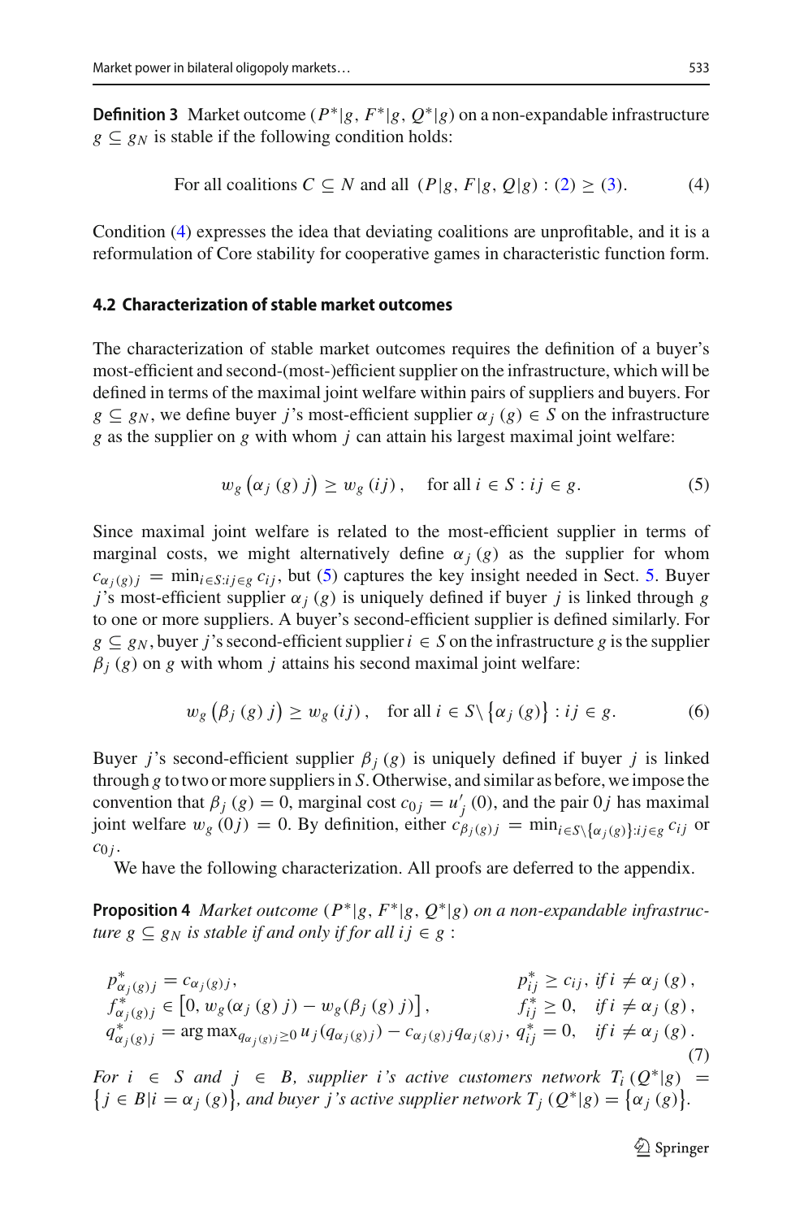**Definition 3** Market outcome $(P^*|g, F^*|g, Q^*|g)$ on a non-expandable infrastructure $g \subseteq g_N$ is stable if the following condition holds:

$$\text{For all coalitions } C \subseteq N \text{ and all } (P|g, F|g, Q|g) : (2) \geq (3). \tag{4}$$

Condition (4) expresses the idea that deviating coalitions are unprofitable, and it is a reformulation of Core stability for cooperative games in characteristic function form.

### 4.2 Characterization of stable market outcomes

The characterization of stable market outcomes requires the definition of a buyer's most-efficient and second-(most-)efficient supplier on the infrastructure, which will be defined in terms of the maximal joint welfare within pairs of suppliers and buyers. For $g \subseteq g_N$, we define buyer $j$'s most-efficient supplier $\alpha_j(g) \in S$ on the infrastructure $g$ as the supplier on $g$ with whom $j$ can attain his largest maximal joint welfare:

$$w_g(\alpha_j(g)\, j) \geq w_g(ij), \quad \text{for all } i \in S : ij \in g. \tag{5}$$

Since maximal joint welfare is related to the most-efficient supplier in terms of marginal costs, we might alternatively define $\alpha_j(g)$ as the supplier for whom $c_{\alpha_j(g)j} = \min_{i \in S: ij \in g} c_{ij}$, but (5) captures the key insight needed in Sect. 5. Buyer $j$'s most-efficient supplier $\alpha_j(g)$ is uniquely defined if buyer $j$ is linked through $g$ to one or more suppliers. A buyer's second-efficient supplier is defined similarly. For $g \subseteq g_N$, buyer $j$'s second-efficient supplier $i \in S$ on the infrastructure $g$ is the supplier $\beta_j(g)$ on $g$ with whom $j$ attains his second maximal joint welfare:

$$w_g(\beta_j(g)\, j) \geq w_g(ij), \quad \text{for all } i \in S \setminus \{\alpha_j(g)\} : ij \in g. \tag{6}$$

Buyer $j$'s second-efficient supplier $\beta_j(g)$ is uniquely defined if buyer $j$ is linked through $g$ to two or more suppliers in $S$. Otherwise, and similar as before, we impose the convention that $\beta_j(g) = 0$, marginal cost $c_{0j} = u_j'(0)$, and the pair $0j$ has maximal joint welfare $w_g(0j) = 0$. By definition, either $c_{\beta_j(g)j} = \min_{i \in S \setminus \{\alpha_j(g)\}: ij \in g} c_{ij}$ or $c_{0j}$.

We have the following characterization. All proofs are deferred to the appendix.

**Proposition 4** *Market outcome $(P^*|g, F^*|g, Q^*|g)$ on a non-expandable infrastructure $g \subseteq g_N$ is stable if and only if for all $ij \in g$:*

$$\begin{aligned}
&p^*_{\alpha_j(g)j} = c_{\alpha_j(g)j}, && p^*_{ij} \geq c_{ij},\ \text{if } i \neq \alpha_j(g), \\
&f^*_{\alpha_j(g)j} \in \left[0, w_g(\alpha_j(g)\, j) - w_g(\beta_j(g)\, j)\right], && f^*_{ij} \geq 0, \quad \text{if } i \neq \alpha_j(g), \\
&q^*_{\alpha_j(g)j} = \arg\max_{q_{\alpha_j(g)j} \geq 0} u_j(q_{\alpha_j(g)j}) - c_{\alpha_j(g)j} q_{\alpha_j(g)j}, && q^*_{ij} = 0, \quad \text{if } i \neq \alpha_j(g).
\end{aligned} \tag{7}$$

*For $i \in S$ and $j \in B$, supplier $i$'s active customers network $T_i(Q^*|g) = \{j \in B | i = \alpha_j(g)\}$, and buyer $j$'s active supplier network $T_j(Q^*|g) = \{\alpha_j(g)\}$.*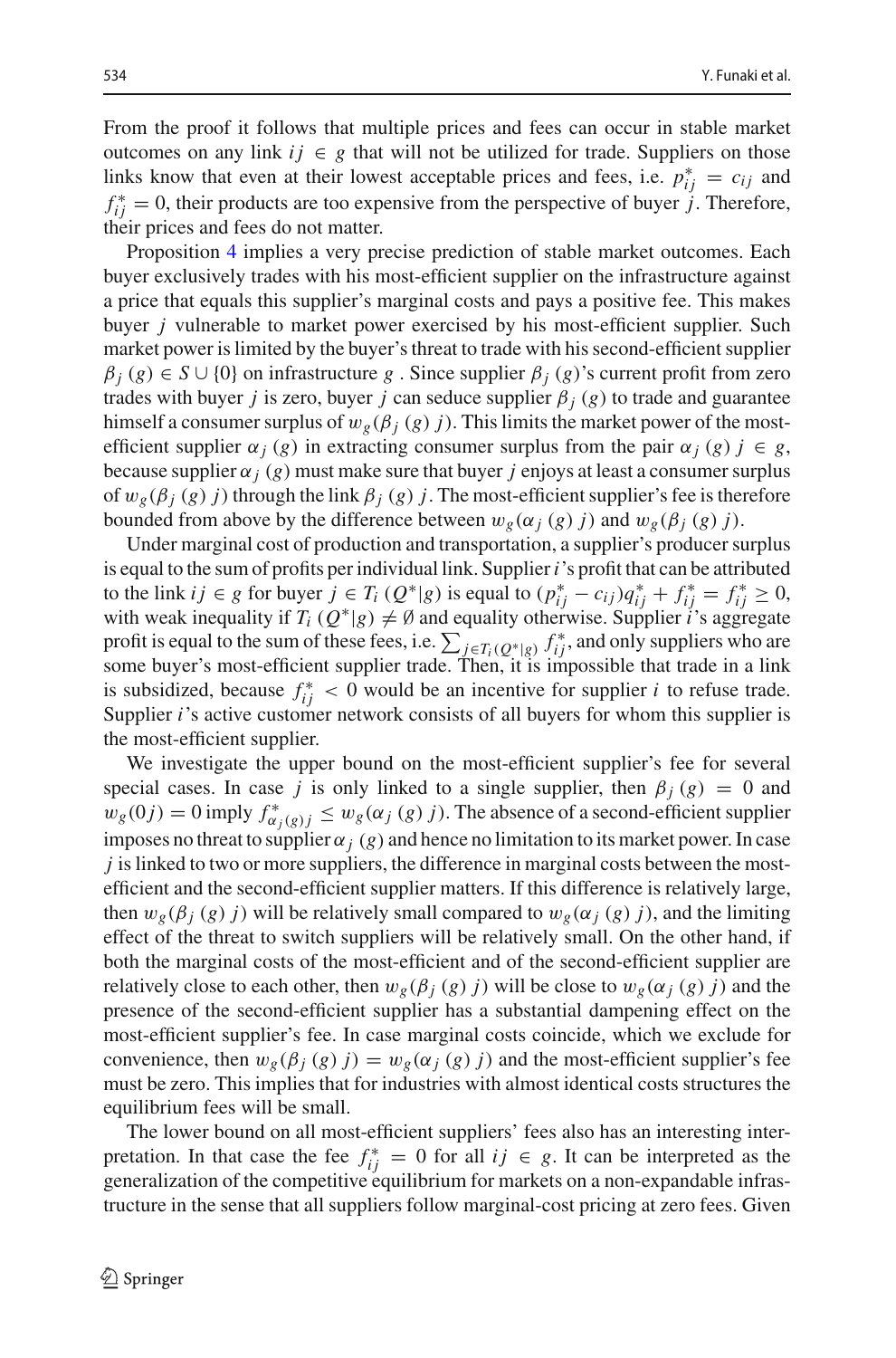From the proof it follows that multiple prices and fees can occur in stable market outcomes on any link $ij \in g$ that will not be utilized for trade. Suppliers on those links know that even at their lowest acceptable prices and fees, i.e. $p^*_{ij} = c_{ij}$ and $f^*_{ij} = 0$, their products are too expensive from the perspective of buyer $j$. Therefore, their prices and fees do not matter.

Proposition 4 implies a very precise prediction of stable market outcomes. Each buyer exclusively trades with his most-efficient supplier on the infrastructure against a price that equals this supplier's marginal costs and pays a positive fee. This makes buyer $j$ vulnerable to market power exercised by his most-efficient supplier. Such market power is limited by the buyer's threat to trade with his second-efficient supplier $\beta_j(g) \in S \cup \{0\}$ on infrastructure $g$. Since supplier $\beta_j(g)$'s current profit from zero trades with buyer $j$ is zero, buyer $j$ can seduce supplier $\beta_j(g)$ to trade and guarantee himself a consumer surplus of $w_g(\beta_j(g)\, j)$. This limits the market power of the most-efficient supplier $\alpha_j(g)$ in extracting consumer surplus from the pair $\alpha_j(g)\, j \in g$, because supplier $\alpha_j(g)$ must make sure that buyer $j$ enjoys at least a consumer surplus of $w_g(\beta_j(g)\, j)$ through the link $\beta_j(g)\, j$. The most-efficient supplier's fee is therefore bounded from above by the difference between $w_g(\alpha_j(g)\, j)$ and $w_g(\beta_j(g)\, j)$.

Under marginal cost of production and transportation, a supplier's producer surplus is equal to the sum of profits per individual link. Supplier $i$'s profit that can be attributed to the link $ij \in g$ for buyer $j \in T_i(Q^*|g)$ is equal to $(p^*_{ij} - c_{ij})q^*_{ij} + f^*_{ij} = f^*_{ij} \geq 0$, with weak inequality if $T_i(Q^*|g) \neq \emptyset$ and equality otherwise. Supplier $i$'s aggregate profit is equal to the sum of these fees, i.e. $\sum_{j \in T_i(Q^*|g)} f^*_{ij}$, and only suppliers who are some buyer's most-efficient supplier trade. Then, it is impossible that trade in a link is subsidized, because $f^*_{ij} < 0$ would be an incentive for supplier $i$ to refuse trade. Supplier $i$'s active customer network consists of all buyers for whom this supplier is the most-efficient supplier.

We investigate the upper bound on the most-efficient supplier's fee for several special cases. In case $j$ is only linked to a single supplier, then $\beta_j(g) = 0$ and $w_g(0j) = 0$ imply $f^*_{\alpha_j(g)j} \leq w_g(\alpha_j(g)\, j)$. The absence of a second-efficient supplier imposes no threat to supplier $\alpha_j(g)$ and hence no limitation to its market power. In case $j$ is linked to two or more suppliers, the difference in marginal costs between the most-efficient and the second-efficient supplier matters. If this difference is relatively large, then $w_g(\beta_j(g)\, j)$ will be relatively small compared to $w_g(\alpha_j(g)\, j)$, and the limiting effect of the threat to switch suppliers will be relatively small. On the other hand, if both the marginal costs of the most-efficient and of the second-efficient supplier are relatively close to each other, then $w_g(\beta_j(g)\, j)$ will be close to $w_g(\alpha_j(g)\, j)$ and the presence of the second-efficient supplier has a substantial dampening effect on the most-efficient supplier's fee. In case marginal costs coincide, which we exclude for convenience, then $w_g(\beta_j(g)\, j) = w_g(\alpha_j(g)\, j)$ and the most-efficient supplier's fee must be zero. This implies that for industries with almost identical costs structures the equilibrium fees will be small.

The lower bound on all most-efficient suppliers' fees also has an interesting interpretation. In that case the fee $f^*_{ij} = 0$ for all $ij \in g$. It can be interpreted as the generalization of the competitive equilibrium for markets on a non-expandable infrastructure in the sense that all suppliers follow marginal-cost pricing at zero fees. Given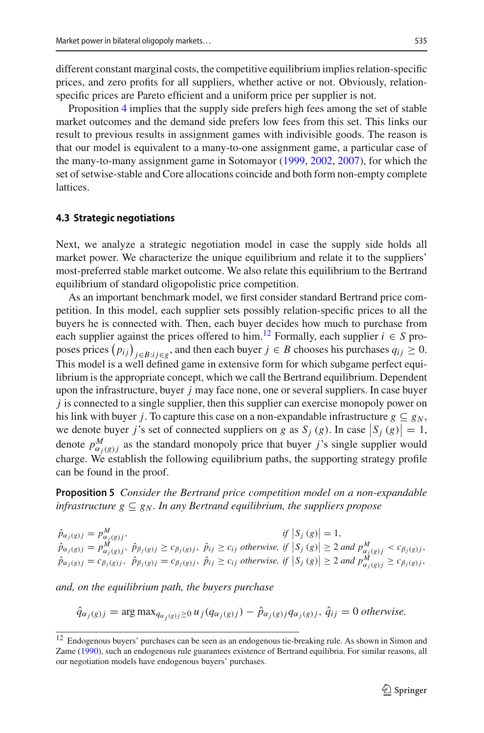different constant marginal costs, the competitive equilibrium implies relation-specific prices, and zero profits for all suppliers, whether active or not. Obviously, relation-specific prices are Pareto efficient and a uniform price per supplier is not.

Proposition 4 implies that the supply side prefers high fees among the set of stable market outcomes and the demand side prefers low fees from this set. This links our result to previous results in assignment games with indivisible goods. The reason is that our model is equivalent to a many-to-one assignment game, a particular case of the many-to-many assignment game in Sotomayor (1999, 2002, 2007), for which the set of setwise-stable and Core allocations coincide and both form non-empty complete lattices.

### 4.3 Strategic negotiations

Next, we analyze a strategic negotiation model in case the supply side holds all market power. We characterize the unique equilibrium and relate it to the suppliers' most-preferred stable market outcome. We also relate this equilibrium to the Bertrand equilibrium of standard oligopolistic price competition.

As an important benchmark model, we first consider standard Bertrand price competition. In this model, each supplier sets possibly relation-specific prices to all the buyers he is connected with. Then, each buyer decides how much to purchase from each supplier against the prices offered to him.[12] Formally, each supplier $i \in S$ proposes prices $\left(p_{ij}\right)_{j \in B: ij \in g}$, and then each buyer $j \in B$ chooses his purchases $q_{ij} \geq 0$. This model is a well defined game in extensive form for which subgame perfect equilibrium is the appropriate concept, which we call the Bertrand equilibrium. Dependent upon the infrastructure, buyer $j$ may face none, one or several suppliers. In case buyer $j$ is connected to a single supplier, then this supplier can exercise monopoly power on his link with buyer $j$. To capture this case on a non-expandable infrastructure $g \subseteq g_N$, we denote buyer $j$'s set of connected suppliers on $g$ as $S_j(g)$. In case $\left|S_j(g)\right| = 1$, denote $p^M_{\alpha_j(g)j}$ as the standard monopoly price that buyer $j$'s single supplier would charge. We establish the following equilibrium paths, the supporting strategy profile can be found in the proof.

**Proposition 5** *Consider the Bertrand price competition model on a non-expandable infrastructure $g \subseteq g_N$. In any Bertrand equilibrium, the suppliers propose*

$$
\begin{aligned}
&\hat{p}_{\alpha_j(g)j} = p^M_{\alpha_j(g)j}, && \text{if } \left|S_j(g)\right| = 1,\\
&\hat{p}_{\alpha_j(g)j} = p^M_{\alpha_j(g)j},\ \hat{p}_{\beta_j(g)j} \geq c_{\beta_j(g)j},\ \hat{p}_{ij} \geq c_{ij} \text{ otherwise}, && \text{if } \left|S_j(g)\right| \geq 2 \text{ and } p^M_{\alpha_j(g)j} < c_{\beta_j(g)j},\\
&\hat{p}_{\alpha_j(g)j} = c_{\beta_j(g)j},\ \hat{p}_{\beta_j(g)j} = c_{\beta_j(g)j},\ \hat{p}_{ij} \geq c_{ij} \text{ otherwise}, && \text{if } \left|S_j(g)\right| \geq 2 \text{ and } p^M_{\alpha_j(g)j} \geq c_{\beta_j(g)j},
\end{aligned}
$$

*and, on the equilibrium path, the buyers purchase*

$$
\hat{q}_{\alpha_j(g)j} = \arg\max_{q_{\alpha_j(g)j} \geq 0} u_j(q_{\alpha_j(g)j}) - \hat{p}_{\alpha_j(g)j} q_{\alpha_j(g)j},\ \hat{q}_{ij} = 0 \text{ otherwise.}
$$

---

[12] Endogenous buyers' purchases can be seen as an endogenous tie-breaking rule. As shown in Simon and Zame (1990), such an endogenous rule guarantees existence of Bertrand equilibria. For similar reasons, all our negotiation models have endogenous buyers' purchases.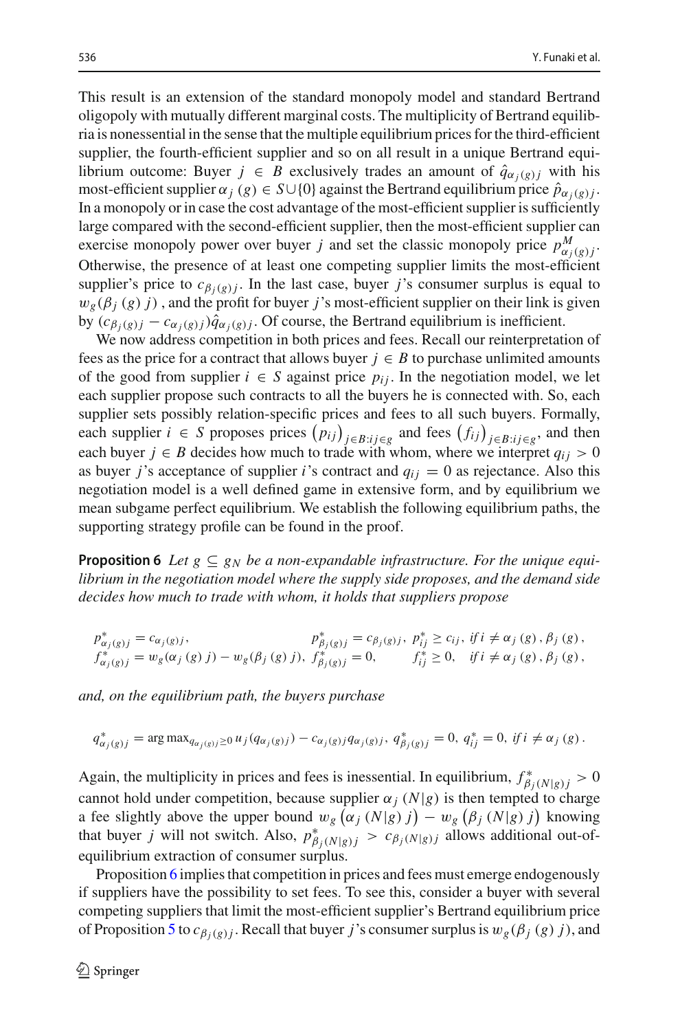This result is an extension of the standard monopoly model and standard Bertrand oligopoly with mutually different marginal costs. The multiplicity of Bertrand equilibria is nonessential in the sense that the multiple equilibrium prices for the third-efficient supplier, the fourth-efficient supplier and so on all result in a unique Bertrand equilibrium outcome: Buyer $j \in B$ exclusively trades an amount of $\hat{q}_{\alpha_j(g)j}$ with his most-efficient supplier $\alpha_j(g) \in S \cup \{0\}$ against the Bertrand equilibrium price $\hat{p}_{\alpha_j(g)j}$. In a monopoly or in case the cost advantage of the most-efficient supplier is sufficiently large compared with the second-efficient supplier, then the most-efficient supplier can exercise monopoly power over buyer $j$ and set the classic monopoly price $p^M_{\alpha_j(g)j}$. Otherwise, the presence of at least one competing supplier limits the most-efficient supplier's price to $c_{\beta_j(g)j}$. In the last case, buyer $j$'s consumer surplus is equal to $w_g(\beta_j(g)\, j)$, and the profit for buyer $j$'s most-efficient supplier on their link is given by $(c_{\beta_j(g)j} - c_{\alpha_j(g)j})\hat{q}_{\alpha_j(g)j}$. Of course, the Bertrand equilibrium is inefficient.

We now address competition in both prices and fees. Recall our reinterpretation of fees as the price for a contract that allows buyer $j \in B$ to purchase unlimited amounts of the good from supplier $i \in S$ against price $p_{ij}$. In the negotiation model, we let each supplier propose such contracts to all the buyers he is connected with. So, each supplier sets possibly relation-specific prices and fees to all such buyers. Formally, each supplier $i \in S$ proposes prices $\left(p_{ij}\right)_{j \in B: ij \in g}$ and fees $\left(f_{ij}\right)_{j \in B: ij \in g}$, and then each buyer $j \in B$ decides how much to trade with whom, where we interpret $q_{ij} > 0$ as buyer $j$'s acceptance of supplier $i$'s contract and $q_{ij} = 0$ as rejectance. Also this negotiation model is a well defined game in extensive form, and by equilibrium we mean subgame perfect equilibrium. We establish the following equilibrium paths, the supporting strategy profile can be found in the proof.

**Proposition 6** *Let $g \subseteq g_N$ be a non-expandable infrastructure. For the unique equilibrium in the negotiation model where the supply side proposes, and the demand side decides how much to trade with whom, it holds that suppliers propose*

$$
\begin{aligned}
&p^*_{\alpha_j(g)j} = c_{\alpha_j(g)j}, && p^*_{\beta_j(g)j} = c_{\beta_j(g)j},\ p^*_{ij} \geq c_{ij},\ \text{if}\ i \neq \alpha_j(g), \beta_j(g),\\
&f^*_{\alpha_j(g)j} = w_g(\alpha_j(g)\, j) - w_g(\beta_j(g)\, j),\ && f^*_{\beta_j(g)j} = 0, \qquad f^*_{ij} \geq 0, \quad \text{if}\ i \neq \alpha_j(g), \beta_j(g),
\end{aligned}
$$

*and, on the equilibrium path, the buyers purchase*

$$
q^*_{\alpha_j(g)j} = \arg\max_{q_{\alpha_j(g)j} \geq 0} u_j(q_{\alpha_j(g)j}) - c_{\alpha_j(g)j} q_{\alpha_j(g)j},\ q^*_{\beta_j(g)j} = 0,\ q^*_{ij} = 0,\ \text{if}\ i \neq \alpha_j(g).
$$

Again, the multiplicity in prices and fees is inessential. In equilibrium, $f^*_{\beta_j(N|g)j} > 0$ cannot hold under competition, because supplier $\alpha_j(N|g)$ is then tempted to charge a fee slightly above the upper bound $w_g\left(\alpha_j(N|g)\, j\right) - w_g\left(\beta_j(N|g)\, j\right)$ knowing that buyer $j$ will not switch. Also, $p^*_{\beta_j(N|g)j} > c_{\beta_j(N|g)j}$ allows additional out-of-equilibrium extraction of consumer surplus.

Proposition 6 implies that competition in prices and fees must emerge endogenously if suppliers have the possibility to set fees. To see this, consider a buyer with several competing suppliers that limit the most-efficient supplier's Bertrand equilibrium price of Proposition 5 to $c_{\beta_j(g)j}$. Recall that buyer $j$'s consumer surplus is $w_g(\beta_j(g)\, j)$, and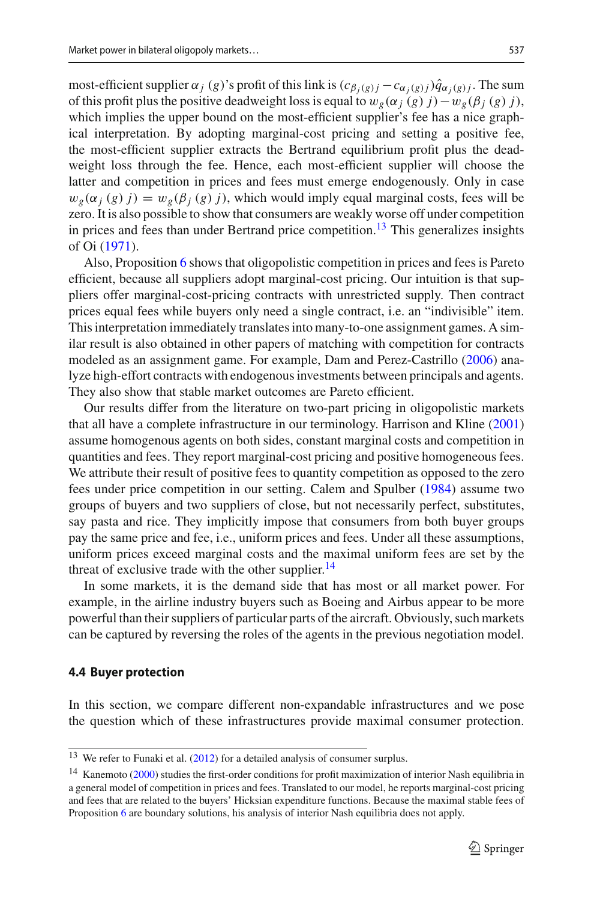most-efficient supplier $\alpha_j(g)$'s profit of this link is $(c_{\beta_j(g)j} - c_{\alpha_j(g)j})\hat{q}_{\alpha_j(g)j}$. The sum of this profit plus the positive deadweight loss is equal to $w_g(\alpha_j(g)\,j) - w_g(\beta_j(g)\,j)$, which implies the upper bound on the most-efficient supplier's fee has a nice graphical interpretation. By adopting marginal-cost pricing and setting a positive fee, the most-efficient supplier extracts the Bertrand equilibrium profit plus the deadweight loss through the fee. Hence, each most-efficient supplier will choose the latter and competition in prices and fees must emerge endogenously. Only in case $w_g(\alpha_j(g)\,j) = w_g(\beta_j(g)\,j)$, which would imply equal marginal costs, fees will be zero. It is also possible to show that consumers are weakly worse off under competition in prices and fees than under Bertrand price competition.[13] This generalizes insights of Oi (1971).

Also, Proposition 6 shows that oligopolistic competition in prices and fees is Pareto efficient, because all suppliers adopt marginal-cost pricing. Our intuition is that suppliers offer marginal-cost-pricing contracts with unrestricted supply. Then contract prices equal fees while buyers only need a single contract, i.e. an "indivisible" item. This interpretation immediately translates into many-to-one assignment games. A similar result is also obtained in other papers of matching with competition for contracts modeled as an assignment game. For example, Dam and Perez-Castrillo (2006) analyze high-effort contracts with endogenous investments between principals and agents. They also show that stable market outcomes are Pareto efficient.

Our results differ from the literature on two-part pricing in oligopolistic markets that all have a complete infrastructure in our terminology. Harrison and Kline (2001) assume homogenous agents on both sides, constant marginal costs and competition in quantities and fees. They report marginal-cost pricing and positive homogeneous fees. We attribute their result of positive fees to quantity competition as opposed to the zero fees under price competition in our setting. Calem and Spulber (1984) assume two groups of buyers and two suppliers of close, but not necessarily perfect, substitutes, say pasta and rice. They implicitly impose that consumers from both buyer groups pay the same price and fee, i.e., uniform prices and fees. Under all these assumptions, uniform prices exceed marginal costs and the maximal uniform fees are set by the threat of exclusive trade with the other supplier.[14]

In some markets, it is the demand side that has most or all market power. For example, in the airline industry buyers such as Boeing and Airbus appear to be more powerful than their suppliers of particular parts of the aircraft. Obviously, such markets can be captured by reversing the roles of the agents in the previous negotiation model.

### 4.4 Buyer protection

In this section, we compare different non-expandable infrastructures and we pose the question which of these infrastructures provide maximal consumer protection.

---

[13] We refer to Funaki et al. (2012) for a detailed analysis of consumer surplus.

[14] Kanemoto (2000) studies the first-order conditions for profit maximization of interior Nash equilibria in a general model of competition in prices and fees. Translated to our model, he reports marginal-cost pricing and fees that are related to the buyers' Hicksian expenditure functions. Because the maximal stable fees of Proposition 6 are boundary solutions, his analysis of interior Nash equilibria does not apply.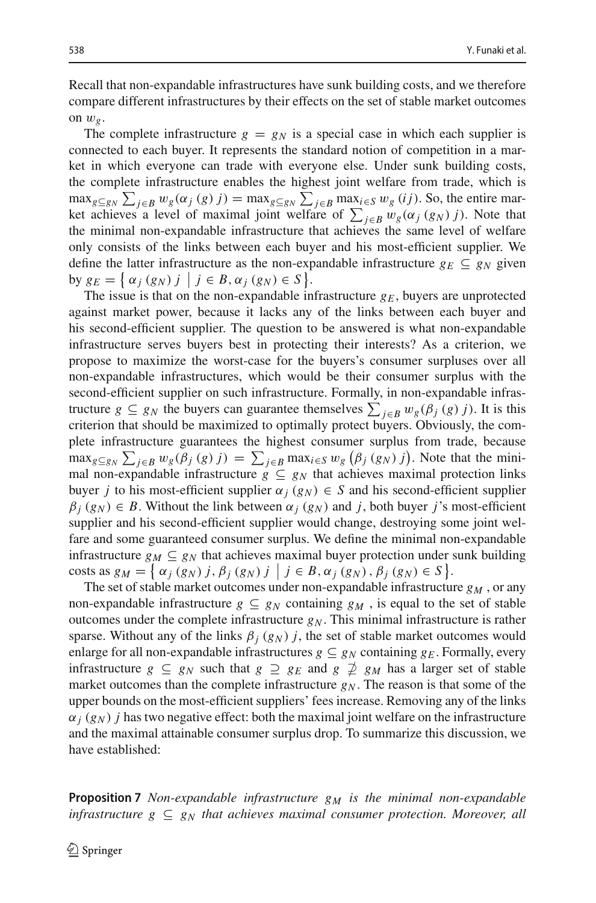Recall that non-expandable infrastructures have sunk building costs, and we therefore compare different infrastructures by their effects on the set of stable market outcomes on $w_g$.

The complete infrastructure $g = g_N$ is a special case in which each supplier is connected to each buyer. It represents the standard notion of competition in a market in which everyone can trade with everyone else. Under sunk building costs, the complete infrastructure enables the highest joint welfare from trade, which is $\max_{g \subseteq g_N} \sum_{j \in B} w_g(\alpha_j(g)\, j) = \max_{g \subseteq g_N} \sum_{j \in B} \max_{i \in S} w_g(ij)$. So, the entire market achieves a level of maximal joint welfare of $\sum_{j \in B} w_g(\alpha_j(g_N)\, j)$. Note that the minimal non-expandable infrastructure that achieves the same level of welfare only consists of the links between each buyer and his most-efficient supplier. We define the latter infrastructure as the non-expandable infrastructure $g_E \subseteq g_N$ given by $g_E = \{ \alpha_j(g_N)\, j \mid j \in B, \alpha_j(g_N) \in S \}$.

The issue is that on the non-expandable infrastructure $g_E$, buyers are unprotected against market power, because it lacks any of the links between each buyer and his second-efficient supplier. The question to be answered is what non-expandable infrastructure serves buyers best in protecting their interests? As a criterion, we propose to maximize the worst-case for the buyers's consumer surpluses over all non-expandable infrastructures, which would be their consumer surplus with the second-efficient supplier on such infrastructure. Formally, in non-expandable infrastructure $g \subseteq g_N$ the buyers can guarantee themselves $\sum_{j \in B} w_g(\beta_j(g)\, j)$. It is this criterion that should be maximized to optimally protect buyers. Obviously, the complete infrastructure guarantees the highest consumer surplus from trade, because $\max_{g \subseteq g_N} \sum_{j \in B} w_g(\beta_j(g)\, j) = \sum_{j \in B} \max_{i \in S} w_g(\beta_j(g_N)\, j)$. Note that the minimal non-expandable infrastructure $g \subseteq g_N$ that achieves maximal protection links buyer $j$ to his most-efficient supplier $\alpha_j(g_N) \in S$ and his second-efficient supplier $\beta_j(g_N) \in B$. Without the link between $\alpha_j(g_N)$ and $j$, both buyer $j$'s most-efficient supplier and his second-efficient supplier would change, destroying some joint welfare and some guaranteed consumer surplus. We define the minimal non-expandable infrastructure $g_M \subseteq g_N$ that achieves maximal buyer protection under sunk building costs as $g_M = \{ \alpha_j(g_N)\, j, \beta_j(g_N)\, j \mid j \in B, \alpha_j(g_N), \beta_j(g_N) \in S \}$.

The set of stable market outcomes under non-expandable infrastructure $g_M$, or any non-expandable infrastructure $g \subseteq g_N$ containing $g_M$, is equal to the set of stable outcomes under the complete infrastructure $g_N$. This minimal infrastructure is rather sparse. Without any of the links $\beta_j(g_N)\, j$, the set of stable market outcomes would enlarge for all non-expandable infrastructures $g \subseteq g_N$ containing $g_E$. Formally, every infrastructure $g \subseteq g_N$ such that $g \supseteq g_E$ and $g \not\supseteq g_M$ has a larger set of stable market outcomes than the complete infrastructure $g_N$. The reason is that some of the upper bounds on the most-efficient suppliers' fees increase. Removing any of the links $\alpha_j(g_N)\, j$ has two negative effect: both the maximal joint welfare on the infrastructure and the maximal attainable consumer surplus drop. To summarize this discussion, we have established:

**Proposition 7** *Non-expandable infrastructure $g_M$ is the minimal non-expandable infrastructure $g \subseteq g_N$ that achieves maximal consumer protection. Moreover, all*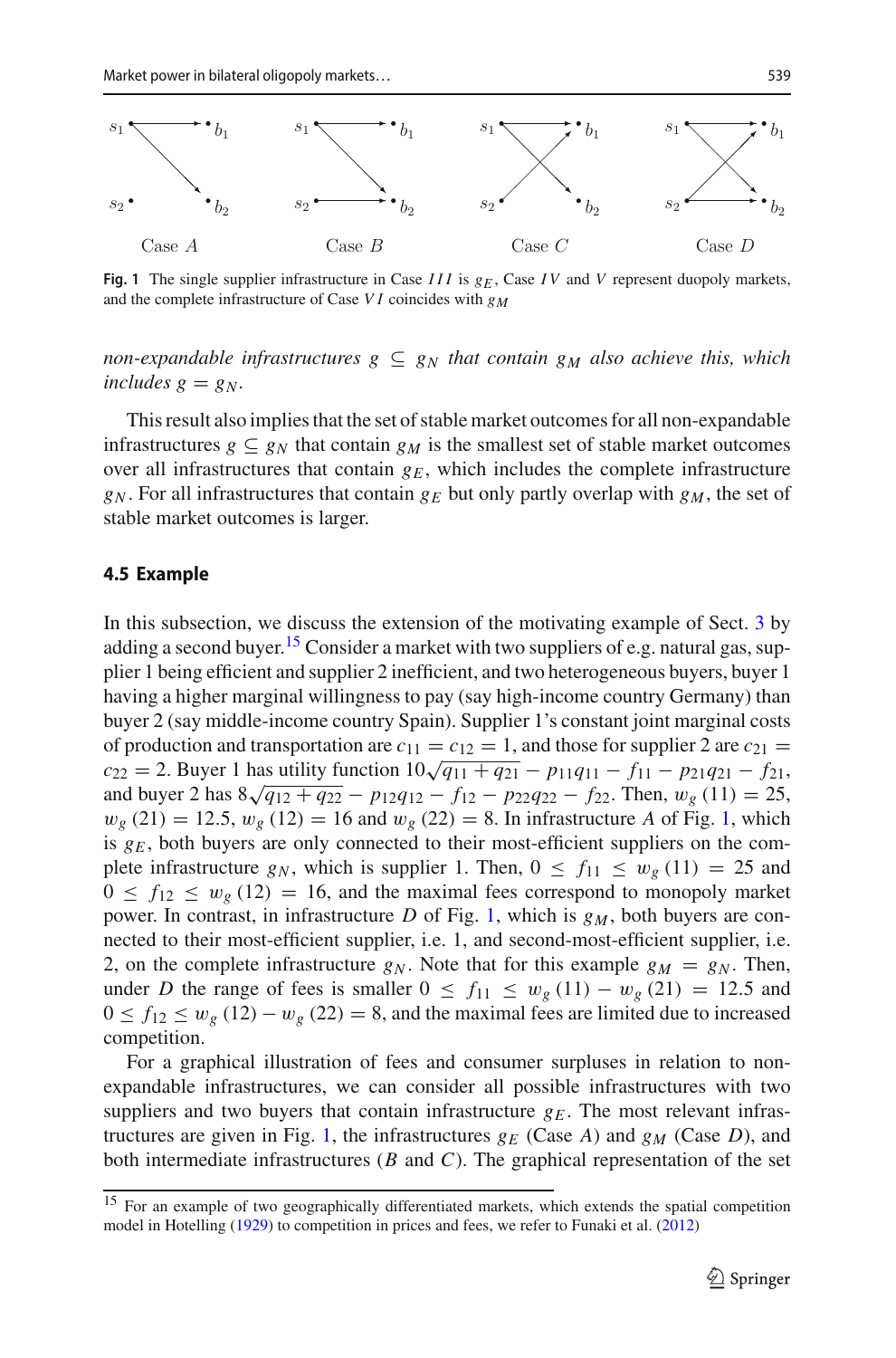Case $A$ Case $B$ Case $C$ Case $D$

**Fig. 1** The single supplier infrastructure in Case $III$ is $g_E$, Case $IV$ and $V$ represent duopoly markets, and the complete infrastructure of Case $VI$ coincides with $g_M$

*non-expandable infrastructures* $g \subseteq g_N$ *that contain* $g_M$ *also achieve this, which includes* $g = g_N$.

This result also implies that the set of stable market outcomes for all non-expandable infrastructures $g \subseteq g_N$ that contain $g_M$ is the smallest set of stable market outcomes over all infrastructures that contain $g_E$, which includes the complete infrastructure $g_N$. For all infrastructures that contain $g_E$ but only partly overlap with $g_M$, the set of stable market outcomes is larger.

### 4.5 Example

In this subsection, we discuss the extension of the motivating example of Sect. 3 by adding a second buyer.[15] Consider a market with two suppliers of e.g. natural gas, supplier 1 being efficient and supplier 2 inefficient, and two heterogeneous buyers, buyer 1 having a higher marginal willingness to pay (say high-income country Germany) than buyer 2 (say middle-income country Spain). Supplier 1's constant joint marginal costs of production and transportation are $c_{11} = c_{12} = 1$, and those for supplier 2 are $c_{21} = c_{22} = 2$. Buyer 1 has utility function $10\sqrt{q_{11} + q_{21}} - p_{11}q_{11} - f_{11} - p_{21}q_{21} - f_{21}$, and buyer 2 has $8\sqrt{q_{12} + q_{22}} - p_{12}q_{12} - f_{12} - p_{22}q_{22} - f_{22}$. Then, $w_g(11) = 25$, $w_g(21) = 12.5$, $w_g(12) = 16$ and $w_g(22) = 8$. In infrastructure $A$ of Fig. 1, which is $g_E$, both buyers are only connected to their most-efficient suppliers on the complete infrastructure $g_N$, which is supplier 1. Then, $0 \leq f_{11} \leq w_g(11) = 25$ and $0 \leq f_{12} \leq w_g(12) = 16$, and the maximal fees correspond to monopoly market power. In contrast, in infrastructure $D$ of Fig. 1, which is $g_M$, both buyers are connected to their most-efficient supplier, i.e. 1, and second-most-efficient supplier, i.e. 2, on the complete infrastructure $g_N$. Note that for this example $g_M = g_N$. Then, under $D$ the range of fees is smaller $0 \leq f_{11} \leq w_g(11) - w_g(21) = 12.5$ and $0 \leq f_{12} \leq w_g(12) - w_g(22) = 8$, and the maximal fees are limited due to increased competition.

For a graphical illustration of fees and consumer surpluses in relation to non-expandable infrastructures, we can consider all possible infrastructures with two suppliers and two buyers that contain infrastructure $g_E$. The most relevant infrastructures are given in Fig. 1, the infrastructures $g_E$ (Case $A$) and $g_M$ (Case $D$), and both intermediate infrastructures ($B$ and $C$). The graphical representation of the set

[15] For an example of two geographically differentiated markets, which extends the spatial competition model in Hotelling (1929) to competition in prices and fees, we refer to Funaki et al. (2012)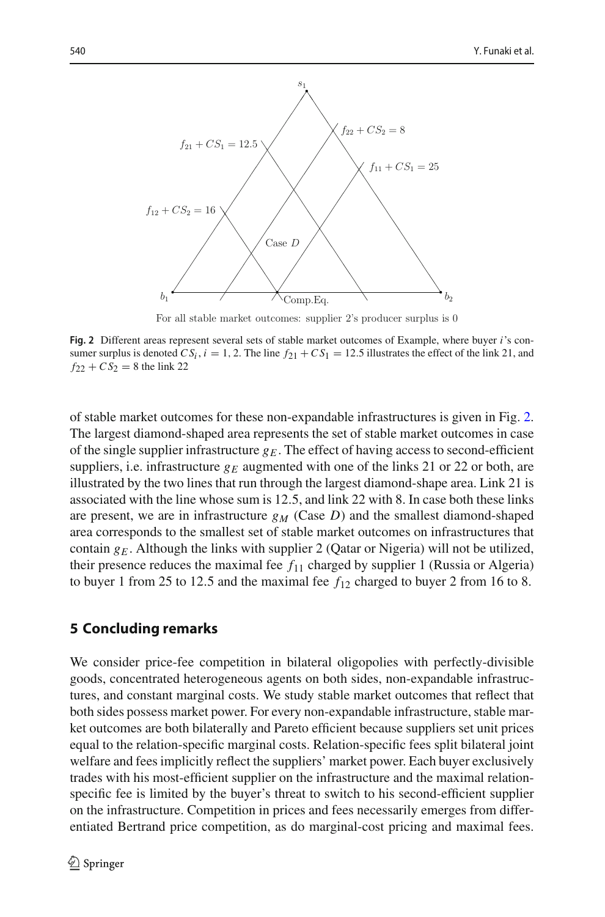$s_1$

$f_{21} + CS_1 = 12.5$

$f_{22} + CS_2 = 8$

$f_{11} + CS_1 = 25$

$f_{12} + CS_2 = 16$

Case $D$

$b_1$ Comp.Eq. $b_2$

For all stable market outcomes: supplier 2's producer surplus is 0

**Fig. 2** Different areas represent several sets of stable market outcomes of Example, where buyer $i$'s consumer surplus is denoted $CS_i$, $i = 1, 2$. The line $f_{21} + CS_1 = 12.5$ illustrates the effect of the link 21, and $f_{22} + CS_2 = 8$ the link 22

of stable market outcomes for these non-expandable infrastructures is given in Fig. 2. The largest diamond-shaped area represents the set of stable market outcomes in case of the single supplier infrastructure $g_E$. The effect of having access to second-efficient suppliers, i.e. infrastructure $g_E$ augmented with one of the links 21 or 22 or both, are illustrated by the two lines that run through the largest diamond-shape area. Link 21 is associated with the line whose sum is 12.5, and link 22 with 8. In case both these links are present, we are in infrastructure $g_M$ (Case $D$) and the smallest diamond-shaped area corresponds to the smallest set of stable market outcomes on infrastructures that contain $g_E$. Although the links with supplier 2 (Qatar or Nigeria) will not be utilized, their presence reduces the maximal fee $f_{11}$ charged by supplier 1 (Russia or Algeria) to buyer 1 from 25 to 12.5 and the maximal fee $f_{12}$ charged to buyer 2 from 16 to 8.

## 5 Concluding remarks

We consider price-fee competition in bilateral oligopolies with perfectly-divisible goods, concentrated heterogeneous agents on both sides, non-expandable infrastructures, and constant marginal costs. We study stable market outcomes that reflect that both sides possess market power. For every non-expandable infrastructure, stable market outcomes are both bilaterally and Pareto efficient because suppliers set unit prices equal to the relation-specific marginal costs. Relation-specific fees split bilateral joint welfare and fees implicitly reflect the suppliers' market power. Each buyer exclusively trades with his most-efficient supplier on the infrastructure and the maximal relation-specific fee is limited by the buyer's threat to switch to his second-efficient supplier on the infrastructure. Competition in prices and fees necessarily emerges from differentiated Bertrand price competition, as do marginal-cost pricing and maximal fees.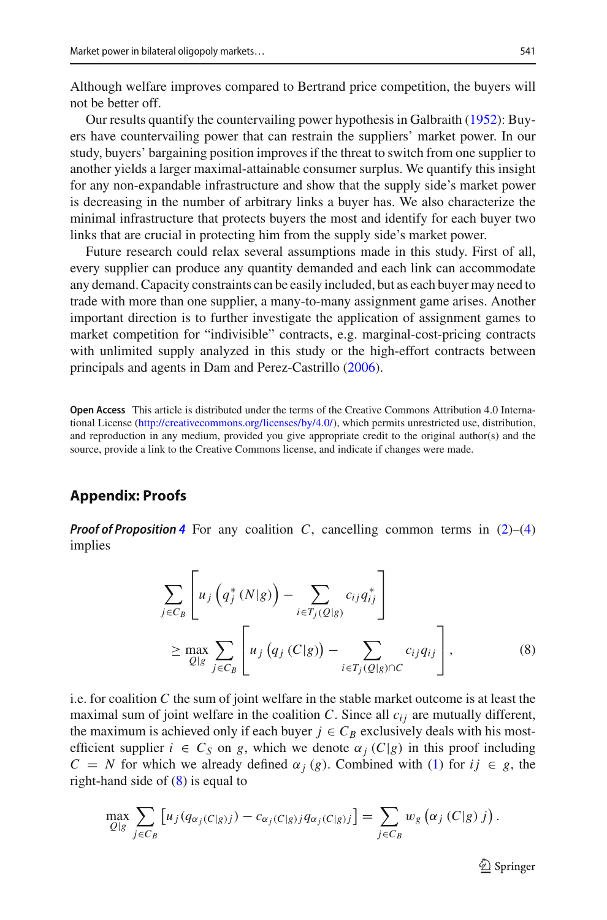Although welfare improves compared to Bertrand price competition, the buyers will not be better off.

Our results quantify the countervailing power hypothesis in Galbraith (1952): Buyers have countervailing power that can restrain the suppliers' market power. In our study, buyers' bargaining position improves if the threat to switch from one supplier to another yields a larger maximal-attainable consumer surplus. We quantify this insight for any non-expandable infrastructure and show that the supply side's market power is decreasing in the number of arbitrary links a buyer has. We also characterize the minimal infrastructure that protects buyers the most and identify for each buyer two links that are crucial in protecting him from the supply side's market power.

Future research could relax several assumptions made in this study. First of all, every supplier can produce any quantity demanded and each link can accommodate any demand. Capacity constraints can be easily included, but as each buyer may need to trade with more than one supplier, a many-to-many assignment game arises. Another important direction is to further investigate the application of assignment games to market competition for "indivisible" contracts, e.g. marginal-cost-pricing contracts with unlimited supply analyzed in this study or the high-effort contracts between principals and agents in Dam and Perez-Castrillo (2006).

**Open Access** This article is distributed under the terms of the Creative Commons Attribution 4.0 International License (http://creativecommons.org/licenses/by/4.0/), which permits unrestricted use, distribution, and reproduction in any medium, provided you give appropriate credit to the original author(s) and the source, provide a link to the Creative Commons license, and indicate if changes were made.

## Appendix: Proofs

***Proof of Proposition 4*** For any coalition $C$, cancelling common terms in (2)–(4) implies

$$\sum_{j \in C_B} \left[ u_j \left( q_j^* (N|g) \right) - \sum_{i \in T_j(Q|g)} c_{ij} q_{ij}^* \right] \geq \max_{Q|g} \sum_{j \in C_B} \left[ u_j \left( q_j (C|g) \right) - \sum_{i \in T_j(Q|g) \cap C} c_{ij} q_{ij} \right], \tag{8}$$

i.e. for coalition $C$ the sum of joint welfare in the stable market outcome is at least the maximal sum of joint welfare in the coalition $C$. Since all $c_{ij}$ are mutually different, the maximum is achieved only if each buyer $j \in C_B$ exclusively deals with his most-efficient supplier $i \in C_S$ on $g$, which we denote $\alpha_j (C|g)$ in this proof including $C = N$ for which we already defined $\alpha_j (g)$. Combined with (1) for $ij \in g$, the right-hand side of (8) is equal to

$$\max_{Q|g} \sum_{j \in C_B} \left[ u_j (q_{\alpha_j(C|g)j}) - c_{\alpha_j(C|g)j} q_{\alpha_j(C|g)j} \right] = \sum_{j \in C_B} w_g \left( \alpha_j (C|g)\, j \right).$$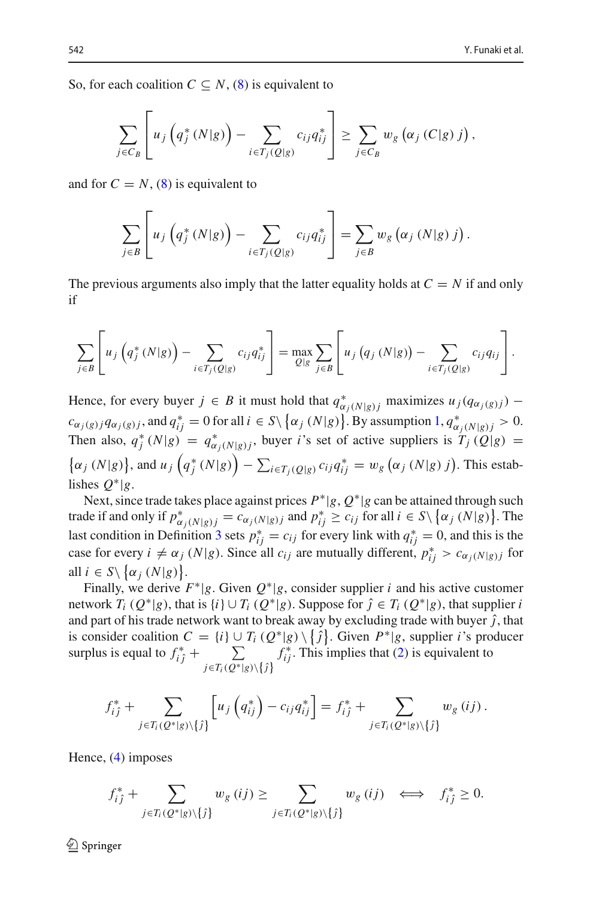So, for each coalition $C \subseteq N$, (8) is equivalent to

$$\sum_{j \in C_B} \left[ u_j \left( q_j^* (N|g) \right) - \sum_{i \in T_j(Q|g)} c_{ij} q_{ij}^* \right] \geq \sum_{j \in C_B} w_g \left( \alpha_j (C|g) \, j \right),$$

and for $C = N$, (8) is equivalent to

$$\sum_{j \in B} \left[ u_j \left( q_j^* (N|g) \right) - \sum_{i \in T_j(Q|g)} c_{ij} q_{ij}^* \right] = \sum_{j \in B} w_g \left( \alpha_j (N|g) \, j \right).$$

The previous arguments also imply that the latter equality holds at $C = N$ if and only if

$$\sum_{j \in B} \left[ u_j \left( q_j^* (N|g) \right) - \sum_{i \in T_j(Q|g)} c_{ij} q_{ij}^* \right] = \max_{Q|g} \sum_{j \in B} \left[ u_j \left( q_j (N|g) \right) - \sum_{i \in T_j(Q|g)} c_{ij} q_{ij} \right].$$

Hence, for every buyer $j \in B$ it must hold that $q^*_{\alpha_j(N|g)j}$ maximizes $u_j(q_{\alpha_j(g)j}) - c_{\alpha_j(g)j} q_{\alpha_j(g)j}$, and $q^*_{ij} = 0$ for all $i \in S \setminus \{\alpha_j (N|g)\}$. By assumption 1, $q^*_{\alpha_j(N|g)j} > 0$. Then also, $q_j^* (N|g) = q^*_{\alpha_j(N|g)j}$, buyer $i$'s set of active suppliers is $T_j (Q|g) = \{\alpha_j (N|g)\}$, and $u_j \left( q_j^* (N|g) \right) - \sum_{i \in T_j(Q|g)} c_{ij} q_{ij}^* = w_g \left( \alpha_j (N|g) \, j \right)$. This establishes $Q^*|g$.

Next, since trade takes place against prices $P^*|g$, $Q^*|g$ can be attained through such trade if and only if $p^*_{\alpha_j(N|g)j} = c_{\alpha_j(N|g)j}$ and $p^*_{ij} \geq c_{ij}$ for all $i \in S \setminus \{\alpha_j (N|g)\}$. The last condition in Definition 3 sets $p^*_{ij} = c_{ij}$ for every link with $q^*_{ij} = 0$, and this is the case for every $i \neq \alpha_j (N|g)$. Since all $c_{ij}$ are mutually different, $p^*_{ij} > c_{\alpha_j(N|g)j}$ for all $i \in S \setminus \{\alpha_j (N|g)\}$.

Finally, we derive $F^*|g$. Given $Q^*|g$, consider supplier $i$ and his active customer network $T_i (Q^*|g)$, that is $\{i\} \cup T_i (Q^*|g)$. Suppose for $\hat{j} \in T_i (Q^*|g)$, that supplier $i$ and part of his trade network want to break away by excluding trade with buyer $\hat{j}$, that is consider coalition $C = \{i\} \cup T_i (Q^*|g) \setminus \{\hat{j}\}$. Given $P^*|g$, supplier $i$'s producer surplus is equal to $f^*_{i\hat{j}} + \sum_{j \in T_i(Q^*|g) \setminus \{\hat{j}\}} f^*_{ij}$. This implies that (2) is equivalent to

$$f^*_{i\hat{j}} + \sum_{j \in T_i(Q^*|g) \setminus \{\hat{j}\}} \left[ u_j \left( q^*_{ij} \right) - c_{ij} q^*_{ij} \right] = f^*_{i\hat{j}} + \sum_{j \in T_i(Q^*|g) \setminus \{\hat{j}\}} w_g (ij) .$$

Hence, (4) imposes

$$f^*_{i\hat{j}} + \sum_{j \in T_i(Q^*|g) \setminus \{\hat{j}\}} w_g (ij) \geq \sum_{j \in T_i(Q^*|g) \setminus \{\hat{j}\}} w_g (ij) \iff f^*_{i\hat{j}} \geq 0.$$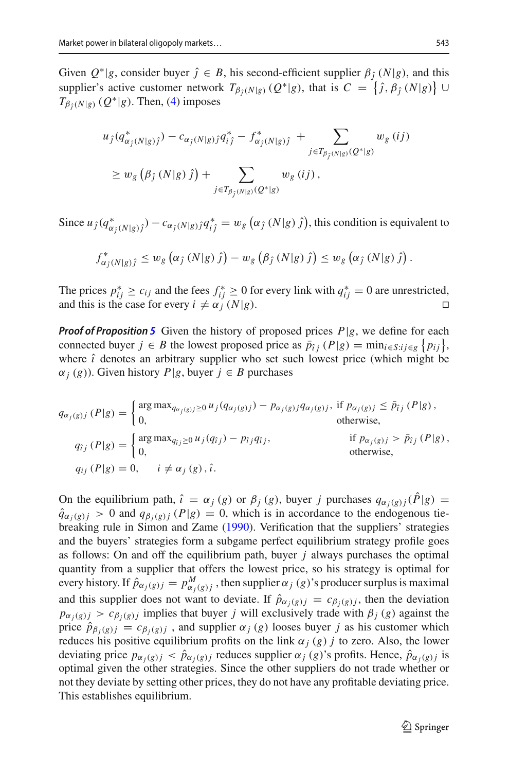Given $Q^*|g$, consider buyer $\hat{j} \in B$, his second-efficient supplier $\beta_{\hat{j}}(N|g)$, and this supplier's active customer network $T_{\beta_{\hat{j}}(N|g)}(Q^*|g)$, that is $C = \{\hat{j}, \beta_{\hat{j}}(N|g)\} \cup T_{\beta_{\hat{j}}(N|g)}(Q^*|g)$. Then, (4) imposes

$$
\begin{aligned}
&u_{\hat{j}}(q^*_{\alpha_{\hat{j}}(N|g)\hat{j}}) - c_{\alpha_{\hat{j}}(N|g)\hat{j}} q^*_{\hat{i}\hat{j}} - f^*_{\alpha_{\hat{j}}(N|g)\hat{j}} + \sum_{j \in T_{\beta_{\hat{j}}(N|g)}(Q^*|g)} w_g(ij) \\
&\geq w_g\left(\beta_{\hat{j}}(N|g)\,\hat{j}\right) + \sum_{j \in T_{\beta_{\hat{j}}(N|g)}(Q^*|g)} w_g(ij),
\end{aligned}
$$

Since $u_{\hat{j}}(q^*_{\alpha_{\hat{j}}(N|g)\hat{j}}) - c_{\alpha_{\hat{j}}(N|g)\hat{j}} q^*_{\hat{i}\hat{j}} = w_g\left(\alpha_{\hat{j}}(N|g)\,\hat{j}\right)$, this condition is equivalent to

$$
f^*_{\alpha_{\hat{j}}(N|g)\hat{j}} \leq w_g\left(\alpha_{\hat{j}}(N|g)\,\hat{j}\right) - w_g\left(\beta_{\hat{j}}(N|g)\,\hat{j}\right) \leq w_g\left(\alpha_{\hat{j}}(N|g)\,\hat{j}\right).
$$

The prices $p^*_{ij} \geq c_{ij}$ and the fees $f^*_{ij} \geq 0$ for every link with $q^*_{ij} = 0$ are unrestricted, and this is the case for every $i \neq \alpha_j(N|g)$. □

***Proof of Proposition 5*** Given the history of proposed prices $P|g$, we define for each connected buyer $j \in B$ the lowest proposed price as $\bar{p}_{\hat{i}j}(P|g) = \min_{i \in S: ij \in g}\{p_{ij}\}$, where $\hat{i}$ denotes an arbitrary supplier who set such lowest price (which might be $\alpha_j(g)$). Given history $P|g$, buyer $j \in B$ purchases

$$
\begin{aligned}
q_{\alpha_j(g)j}(P|g) &= \begin{cases} \arg\max_{q_{\alpha_j(g)j} \geq 0} u_j(q_{\alpha_j(g)j}) - p_{\alpha_j(g)j} q_{\alpha_j(g)j}, & \text{if } p_{\alpha_j(g)j} \leq \bar{p}_{\hat{i}j}(P|g), \\ 0, & \text{otherwise,} \end{cases} \\
q_{\hat{i}j}(P|g) &= \begin{cases} \arg\max_{q_{ij} \geq 0} u_j(q_{\hat{i}j}) - p_{\hat{i}j} q_{\hat{i}j}, & \text{if } p_{\alpha_j(g)j} > \bar{p}_{\hat{i}j}(P|g), \\ 0, & \text{otherwise,} \end{cases} \\
q_{ij}(P|g) &= 0, \quad i \neq \alpha_j(g), \hat{i}.
\end{aligned}
$$

On the equilibrium path, $\hat{i} = \alpha_j(g)$ or $\beta_j(g)$, buyer $j$ purchases $q_{\alpha_j(g)j}(\hat{P}|g) = \hat{q}_{\alpha_j(g)j} > 0$ and $q_{\beta_j(g)j}(P|g) = 0$, which is in accordance to the endogenous tie-breaking rule in Simon and Zame (1990). Verification that the suppliers' strategies and the buyers' strategies form a subgame perfect equilibrium strategy profile goes as follows: On and off the equilibrium path, buyer $j$ always purchases the optimal quantity from a supplier that offers the lowest price, so his strategy is optimal for every history. If $\hat{p}_{\alpha_j(g)j} = p^M_{\alpha_j(g)j}$, then supplier $\alpha_j(g)$'s producer surplus is maximal and this supplier does not want to deviate. If $\hat{p}_{\alpha_j(g)j} = c_{\beta_j(g)j}$, then the deviation $p_{\alpha_j(g)j} > c_{\beta_j(g)j}$ implies that buyer $j$ will exclusively trade with $\beta_j(g)$ against the price $\hat{p}_{\beta_j(g)j} = c_{\beta_j(g)j}$, and supplier $\alpha_j(g)$ looses buyer $j$ as his customer which reduces his positive equilibrium profits on the link $\alpha_j(g)\,j$ to zero. Also, the lower deviating price $p_{\alpha_j(g)j} < \hat{p}_{\alpha_j(g)j}$ reduces supplier $\alpha_j(g)$'s profits. Hence, $\hat{p}_{\alpha_j(g)j}$ is optimal given the other strategies. Since the other suppliers do not trade whether or not they deviate by setting other prices, they do not have any profitable deviating price. This establishes equilibrium.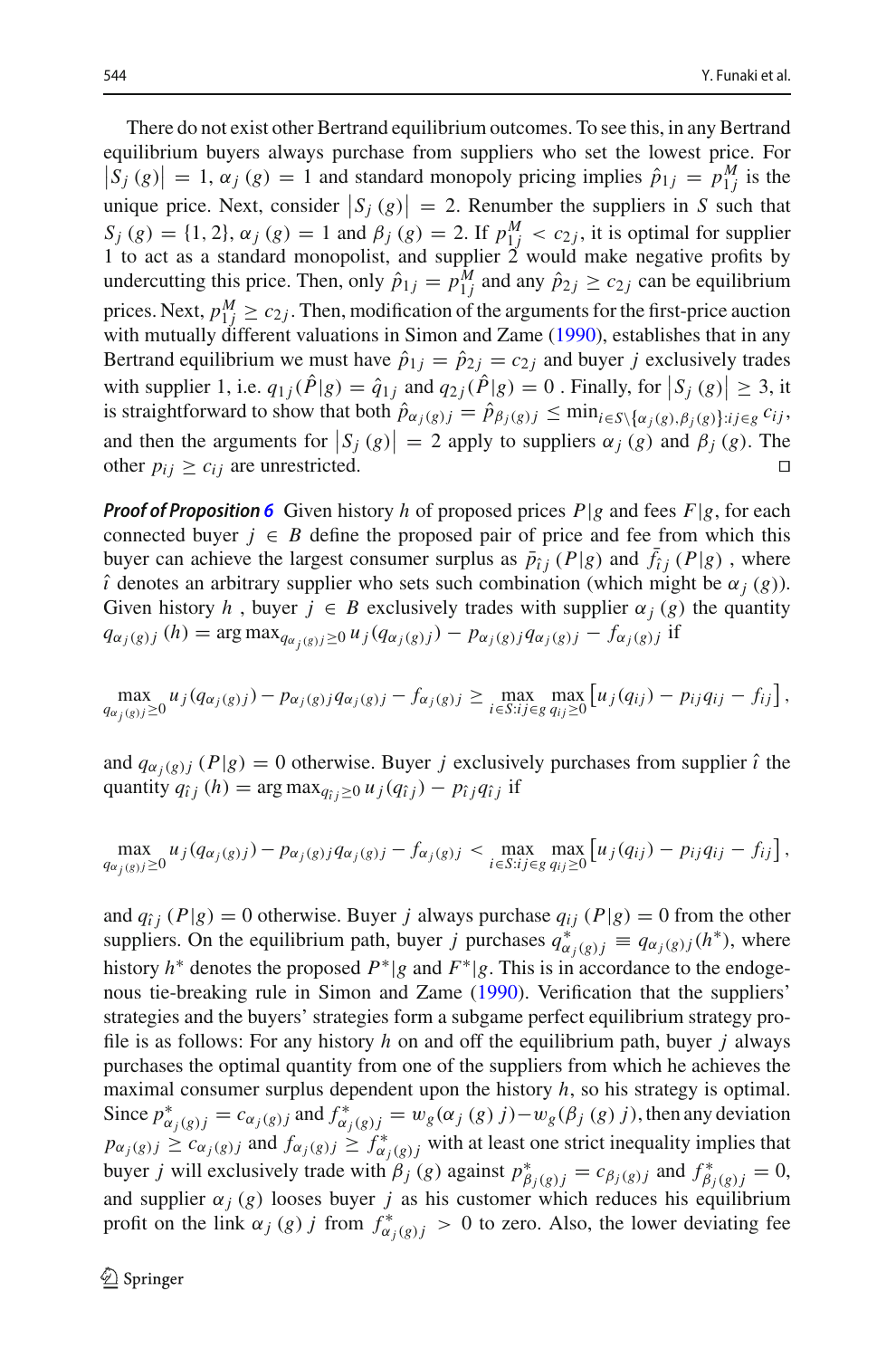There do not exist other Bertrand equilibrium outcomes. To see this, in any Bertrand equilibrium buyers always purchase from suppliers who set the lowest price. For $\left|S_j(g)\right| = 1$, $\alpha_j(g) = 1$ and standard monopoly pricing implies $\hat{p}_{1j} = p_{1j}^M$ is the unique price. Next, consider $\left|S_j(g)\right| = 2$. Renumber the suppliers in $S$ such that $S_j(g) = \{1, 2\}$, $\alpha_j(g) = 1$ and $\beta_j(g) = 2$. If $p_{1j}^M < c_{2j}$, it is optimal for supplier 1 to act as a standard monopolist, and supplier 2 would make negative profits by undercutting this price. Then, only $\hat{p}_{1j} = p_{1j}^M$ and any $\hat{p}_{2j} \geq c_{2j}$ can be equilibrium prices. Next, $p_{1j}^M \geq c_{2j}$. Then, modification of the arguments for the first-price auction with mutually different valuations in Simon and Zame (1990), establishes that in any Bertrand equilibrium we must have $\hat{p}_{1j} = \hat{p}_{2j} = c_{2j}$ and buyer $j$ exclusively trades with supplier 1, i.e. $q_{1j}(\hat{P}|g) = \hat{q}_{1j}$ and $q_{2j}(\hat{P}|g) = 0$ . Finally, for $\left|S_j(g)\right| \geq 3$, it is straightforward to show that both $\hat{p}_{\alpha_j(g)j} = \hat{p}_{\beta_j(g)j} \leq \min_{i \in S \setminus \{\alpha_j(g), \beta_j(g)\}: ij \in g} c_{ij}$, and then the arguments for $\left|S_j(g)\right| = 2$ apply to suppliers $\alpha_j(g)$ and $\beta_j(g)$. The other $p_{ij} \geq c_{ij}$ are unrestricted. □

***Proof of Proposition 6*** Given history $h$ of proposed prices $P|g$ and fees $F|g$, for each connected buyer $j \in B$ define the proposed pair of price and fee from which this buyer can achieve the largest consumer surplus as $\bar{p}_{\hat{i}j}(P|g)$ and $\bar{f}_{\hat{i}j}(P|g)$ , where $\hat{i}$ denotes an arbitrary supplier who sets such combination (which might be $\alpha_j(g)$). Given history $h$ , buyer $j \in B$ exclusively trades with supplier $\alpha_j(g)$ the quantity $q_{\alpha_j(g)j}(h) = \arg\max_{q_{\alpha_j(g)j} \geq 0} u_j(q_{\alpha_j(g)j}) - p_{\alpha_j(g)j} q_{\alpha_j(g)j} - f_{\alpha_j(g)j}$ if

$$\max_{q_{\alpha_j(g)j} \geq 0} u_j(q_{\alpha_j(g)j}) - p_{\alpha_j(g)j} q_{\alpha_j(g)j} - f_{\alpha_j(g)j} \geq \max_{i \in S: ij \in g} \max_{q_{ij} \geq 0} \left[ u_j(q_{ij}) - p_{ij} q_{ij} - f_{ij} \right],$$

and $q_{\alpha_j(g)j}(P|g) = 0$ otherwise. Buyer $j$ exclusively purchases from supplier $\hat{i}$ the quantity $q_{\hat{i}j}(h) = \arg\max_{q_{\hat{i}j} \geq 0} u_j(q_{\hat{i}j}) - p_{\hat{i}j} q_{\hat{i}j}$ if

$$\max_{q_{\alpha_j(g)j} \geq 0} u_j(q_{\alpha_j(g)j}) - p_{\alpha_j(g)j} q_{\alpha_j(g)j} - f_{\alpha_j(g)j} < \max_{i \in S: ij \in g} \max_{q_{ij} \geq 0} \left[ u_j(q_{ij}) - p_{ij} q_{ij} - f_{ij} \right],$$

and $q_{\hat{i}j}(P|g) = 0$ otherwise. Buyer $j$ always purchase $q_{ij}(P|g) = 0$ from the other suppliers. On the equilibrium path, buyer $j$ purchases $q_{\alpha_j(g)j}^* \equiv q_{\alpha_j(g)j}(h^*)$, where history $h^*$ denotes the proposed $P^*|g$ and $F^*|g$. This is in accordance to the endogenous tie-breaking rule in Simon and Zame (1990). Verification that the suppliers' strategies and the buyers' strategies form a subgame perfect equilibrium strategy profile is as follows: For any history $h$ on and off the equilibrium path, buyer $j$ always purchases the optimal quantity from one of the suppliers from which he achieves the maximal consumer surplus dependent upon the history $h$, so his strategy is optimal. Since $p_{\alpha_j(g)j}^* = c_{\alpha_j(g)j}$ and $f_{\alpha_j(g)j}^* = w_g(\alpha_j(g)j) - w_g(\beta_j(g)j)$, then any deviation $p_{\alpha_j(g)j} \geq c_{\alpha_j(g)j}$ and $f_{\alpha_j(g)j} \geq f_{\alpha_j(g)j}^*$ with at least one strict inequality implies that buyer $j$ will exclusively trade with $\beta_j(g)$ against $p_{\beta_j(g)j}^* = c_{\beta_j(g)j}$ and $f_{\beta_j(g)j}^* = 0$, and supplier $\alpha_j(g)$ looses buyer $j$ as his customer which reduces his equilibrium profit on the link $\alpha_j(g)j$ from $f_{\alpha_j(g)j}^* > 0$ to zero. Also, the lower deviating fee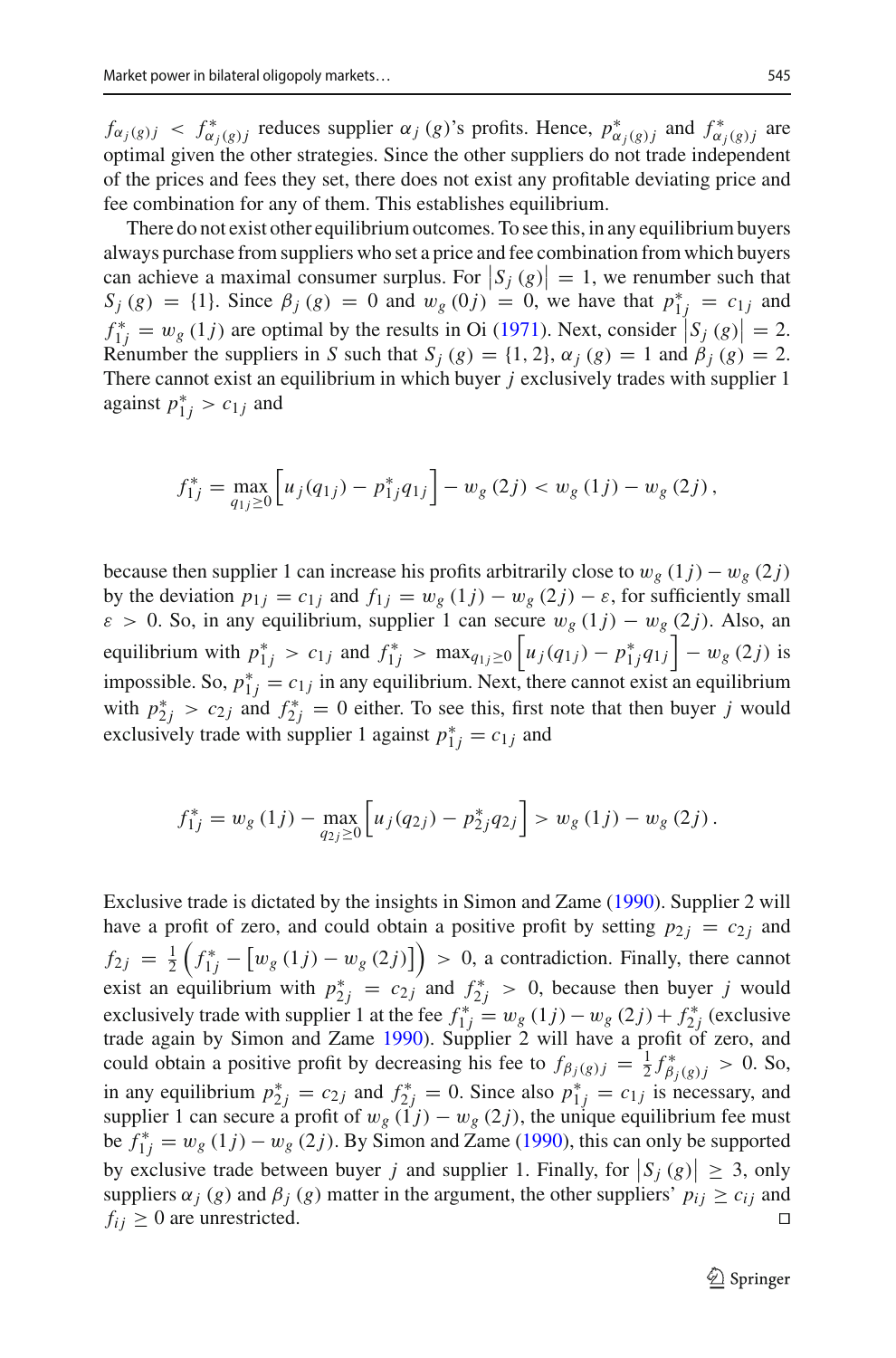$f_{\alpha_j(g)j} < f^*_{\alpha_j(g)j}$ reduces supplier $\alpha_j(g)$'s profits. Hence, $p^*_{\alpha_j(g)j}$ and $f^*_{\alpha_j(g)j}$ are optimal given the other strategies. Since the other suppliers do not trade independent of the prices and fees they set, there does not exist any profitable deviating price and fee combination for any of them. This establishes equilibrium.

There do not exist other equilibrium outcomes. To see this, in any equilibrium buyers always purchase from suppliers who set a price and fee combination from which buyers can achieve a maximal consumer surplus. For $\left|S_j(g)\right| = 1$, we renumber such that $S_j(g) = \{1\}$. Since $\beta_j(g) = 0$ and $w_g(0j) = 0$, we have that $p^*_{1j} = c_{1j}$ and $f^*_{1j} = w_g(1j)$ are optimal by the results in Oi (1971). Next, consider $\left|S_j(g)\right| = 2$. Renumber the suppliers in $S$ such that $S_j(g) = \{1, 2\}$, $\alpha_j(g) = 1$ and $\beta_j(g) = 2$. There cannot exist an equilibrium in which buyer $j$ exclusively trades with supplier 1 against $p^*_{1j} > c_{1j}$ and

$$f^*_{1j} = \max_{q_{1j}\geq 0}\left[u_j(q_{1j}) - p^*_{1j}q_{1j}\right] - w_g(2j) < w_g(1j) - w_g(2j),$$

because then supplier 1 can increase his profits arbitrarily close to $w_g(1j) - w_g(2j)$ by the deviation $p_{1j} = c_{1j}$ and $f_{1j} = w_g(1j) - w_g(2j) - \varepsilon$, for sufficiently small $\varepsilon > 0$. So, in any equilibrium, supplier 1 can secure $w_g(1j) - w_g(2j)$. Also, an equilibrium with $p^*_{1j} > c_{1j}$ and $f^*_{1j} > \max_{q_{1j}\geq 0}\left[u_j(q_{1j}) - p^*_{1j}q_{1j}\right] - w_g(2j)$ is impossible. So, $p^*_{1j} = c_{1j}$ in any equilibrium. Next, there cannot exist an equilibrium with $p^*_{2j} > c_{2j}$ and $f^*_{2j} = 0$ either. To see this, first note that then buyer $j$ would exclusively trade with supplier 1 against $p^*_{1j} = c_{1j}$ and

$$f^*_{1j} = w_g(1j) - \max_{q_{2j}\geq 0}\left[u_j(q_{2j}) - p^*_{2j}q_{2j}\right] > w_g(1j) - w_g(2j).$$

Exclusive trade is dictated by the insights in Simon and Zame (1990). Supplier 2 will have a profit of zero, and could obtain a positive profit by setting $p_{2j} = c_{2j}$ and $f_{2j} = \frac{1}{2}\left(f^*_{1j} - \left[w_g(1j) - w_g(2j)\right]\right) > 0$, a contradiction. Finally, there cannot exist an equilibrium with $p^*_{2j} = c_{2j}$ and $f^*_{2j} > 0$, because then buyer $j$ would exclusively trade with supplier 1 at the fee $f^*_{1j} = w_g(1j) - w_g(2j) + f^*_{2j}$ (exclusive trade again by Simon and Zame 1990). Supplier 2 will have a profit of zero, and could obtain a positive profit by decreasing his fee to $f_{\beta_j(g)j} = \frac{1}{2}f^*_{\beta_j(g)j} > 0$. So, in any equilibrium $p^*_{2j} = c_{2j}$ and $f^*_{2j} = 0$. Since also $p^*_{1j} = c_{1j}$ is necessary, and supplier 1 can secure a profit of $w_g(1j) - w_g(2j)$, the unique equilibrium fee must be $f^*_{1j} = w_g(1j) - w_g(2j)$. By Simon and Zame (1990), this can only be supported by exclusive trade between buyer $j$ and supplier 1. Finally, for $\left|S_j(g)\right| \geq 3$, only suppliers $\alpha_j(g)$ and $\beta_j(g)$ matter in the argument, the other suppliers' $p_{ij} \geq c_{ij}$ and $f_{ij} \geq 0$ are unrestricted. □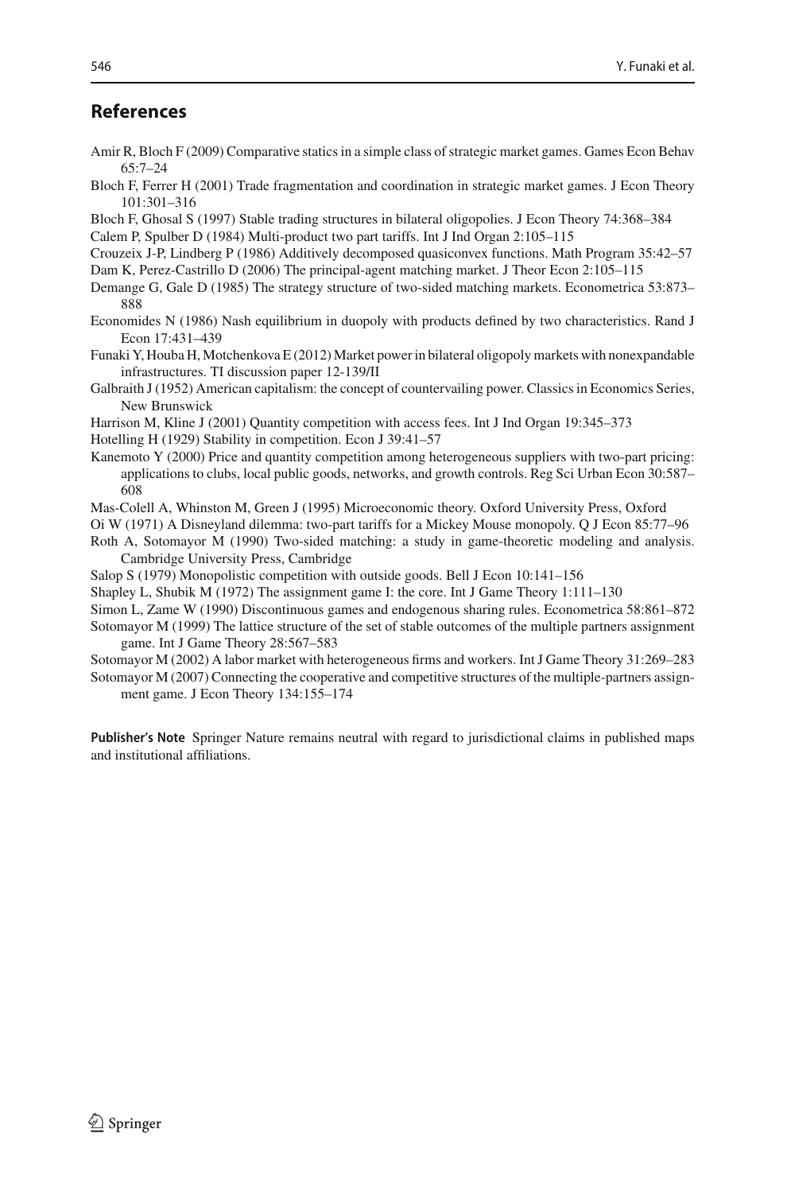## References

Amir R, Bloch F (2009) Comparative statics in a simple class of strategic market games. Games Econ Behav 65:7–24

Bloch F, Ferrer H (2001) Trade fragmentation and coordination in strategic market games. J Econ Theory 101:301–316

Bloch F, Ghosal S (1997) Stable trading structures in bilateral oligopolies. J Econ Theory 74:368–384

Calem P, Spulber D (1984) Multi-product two part tariffs. Int J Ind Organ 2:105–115

Crouzeix J-P, Lindberg P (1986) Additively decomposed quasiconvex functions. Math Program 35:42–57

Dam K, Perez-Castrillo D (2006) The principal-agent matching market. J Theor Econ 2:105–115

Demange G, Gale D (1985) The strategy structure of two-sided matching markets. Econometrica 53:873–888

Economides N (1986) Nash equilibrium in duopoly with products defined by two characteristics. Rand J Econ 17:431–439

Funaki Y, Houba H, Motchenkova E (2012) Market power in bilateral oligopoly markets with nonexpandable infrastructures. TI discussion paper 12-139/II

Galbraith J (1952) American capitalism: the concept of countervailing power. Classics in Economics Series, New Brunswick

Harrison M, Kline J (2001) Quantity competition with access fees. Int J Ind Organ 19:345–373

Hotelling H (1929) Stability in competition. Econ J 39:41–57

Kanemoto Y (2000) Price and quantity competition among heterogeneous suppliers with two-part pricing: applications to clubs, local public goods, networks, and growth controls. Reg Sci Urban Econ 30:587–608

Mas-Colell A, Whinston M, Green J (1995) Microeconomic theory. Oxford University Press, Oxford

Oi W (1971) A Disneyland dilemma: two-part tariffs for a Mickey Mouse monopoly. Q J Econ 85:77–96

Roth A, Sotomayor M (1990) Two-sided matching: a study in game-theoretic modeling and analysis. Cambridge University Press, Cambridge

Salop S (1979) Monopolistic competition with outside goods. Bell J Econ 10:141–156

Shapley L, Shubik M (1972) The assignment game I: the core. Int J Game Theory 1:111–130

Simon L, Zame W (1990) Discontinuous games and endogenous sharing rules. Econometrica 58:861–872

Sotomayor M (1999) The lattice structure of the set of stable outcomes of the multiple partners assignment game. Int J Game Theory 28:567–583

Sotomayor M (2002) A labor market with heterogeneous firms and workers. Int J Game Theory 31:269–283

Sotomayor M (2007) Connecting the cooperative and competitive structures of the multiple-partners assignment game. J Econ Theory 134:155–174

**Publisher's Note** Springer Nature remains neutral with regard to jurisdictional claims in published maps and institutional affiliations.